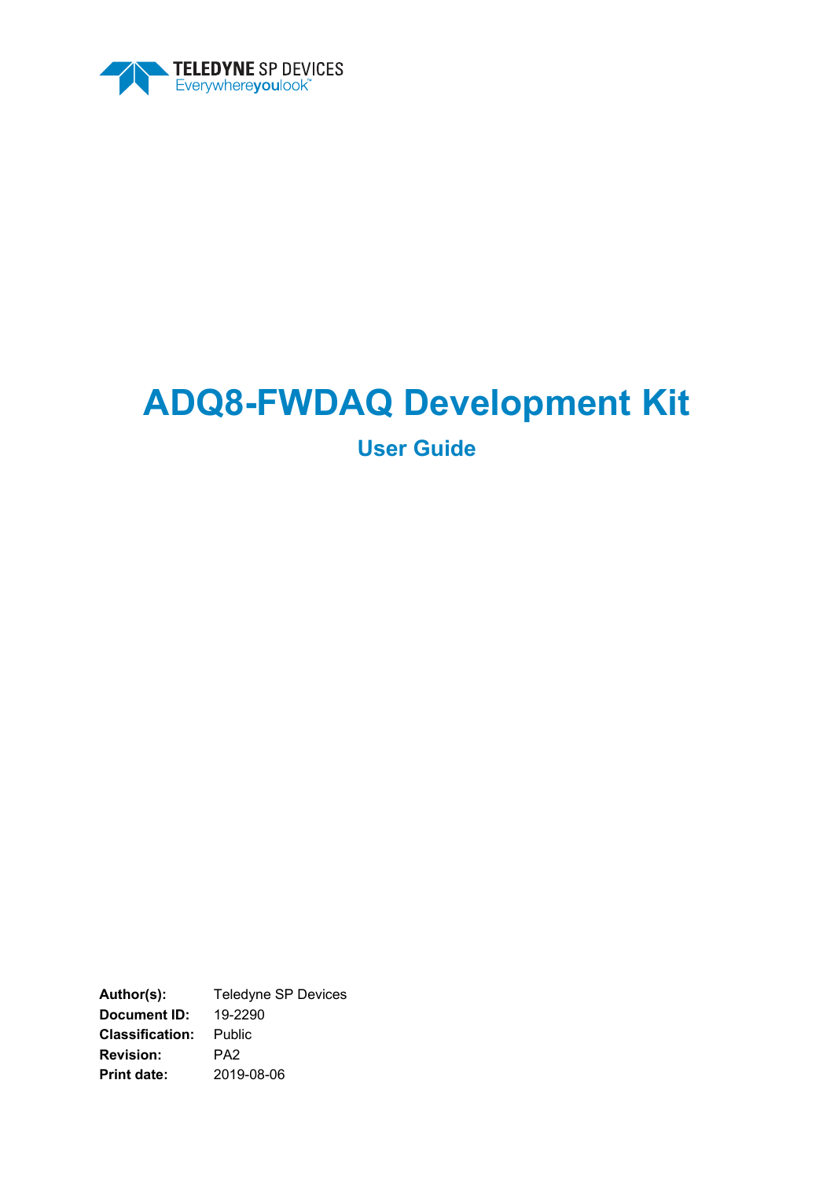TELEDYNE SP DEVICES
Everywhereyoulook™

# ADQ8-FWDAQ Development Kit

## User Guide

**Author(s):** Teledyne SP Devices
**Document ID:** 19-2290
**Classification:** Public
**Revision:** PA2
**Print date:** 2019-08-06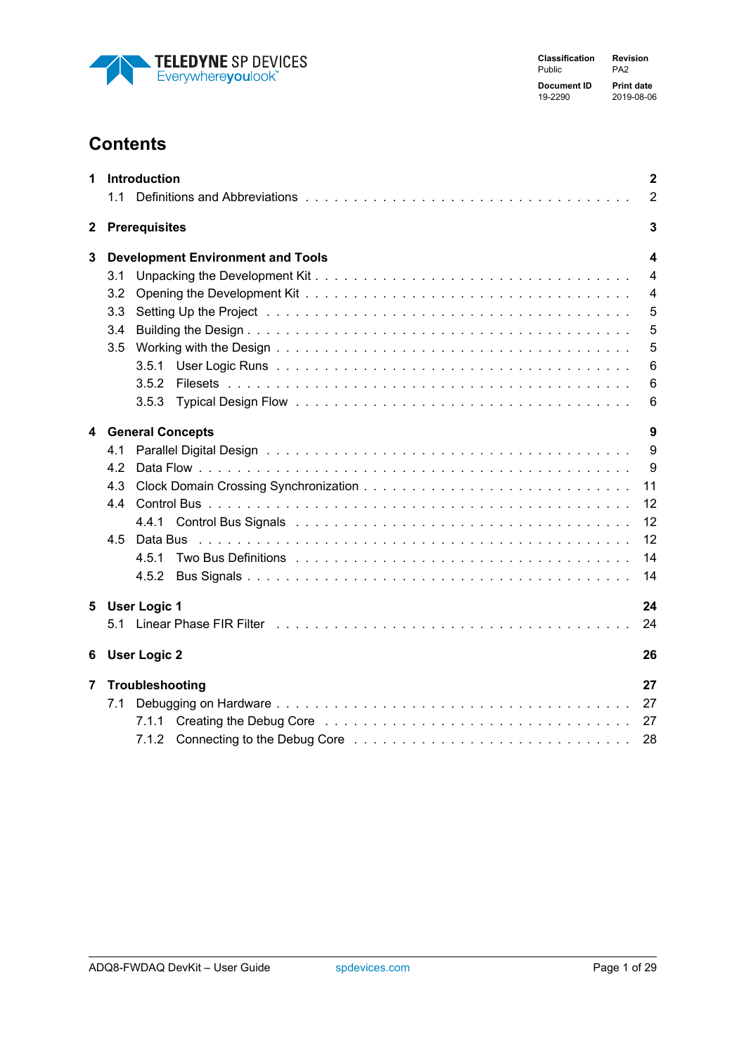# Contents

| | | |
|---|---|---|
| **1** | **Introduction** | **2** |
| 1.1 | Definitions and Abbreviations | 2 |
| **2** | **Prerequisites** | **3** |
| **3** | **Development Environment and Tools** | **4** |
| 3.1 | Unpacking the Development Kit | 4 |
| 3.2 | Opening the Development Kit | 4 |
| 3.3 | Setting Up the Project | 5 |
| 3.4 | Building the Design | 5 |
| 3.5 | Working with the Design | 5 |
| 3.5.1 | User Logic Runs | 6 |
| 3.5.2 | Filesets | 6 |
| 3.5.3 | Typical Design Flow | 6 |
| **4** | **General Concepts** | **9** |
| 4.1 | Parallel Digital Design | 9 |
| 4.2 | Data Flow | 9 |
| 4.3 | Clock Domain Crossing Synchronization | 11 |
| 4.4 | Control Bus | 12 |
| 4.4.1 | Control Bus Signals | 12 |
| 4.5 | Data Bus | 12 |
| 4.5.1 | Two Bus Definitions | 14 |
| 4.5.2 | Bus Signals | 14 |
| **5** | **User Logic 1** | **24** |
| 5.1 | Linear Phase FIR Filter | 24 |
| **6** | **User Logic 2** | **26** |
| **7** | **Troubleshooting** | **27** |
| 7.1 | Debugging on Hardware | 27 |
| 7.1.1 | Creating the Debug Core | 27 |
| 7.1.2 | Connecting to the Debug Core | 28 |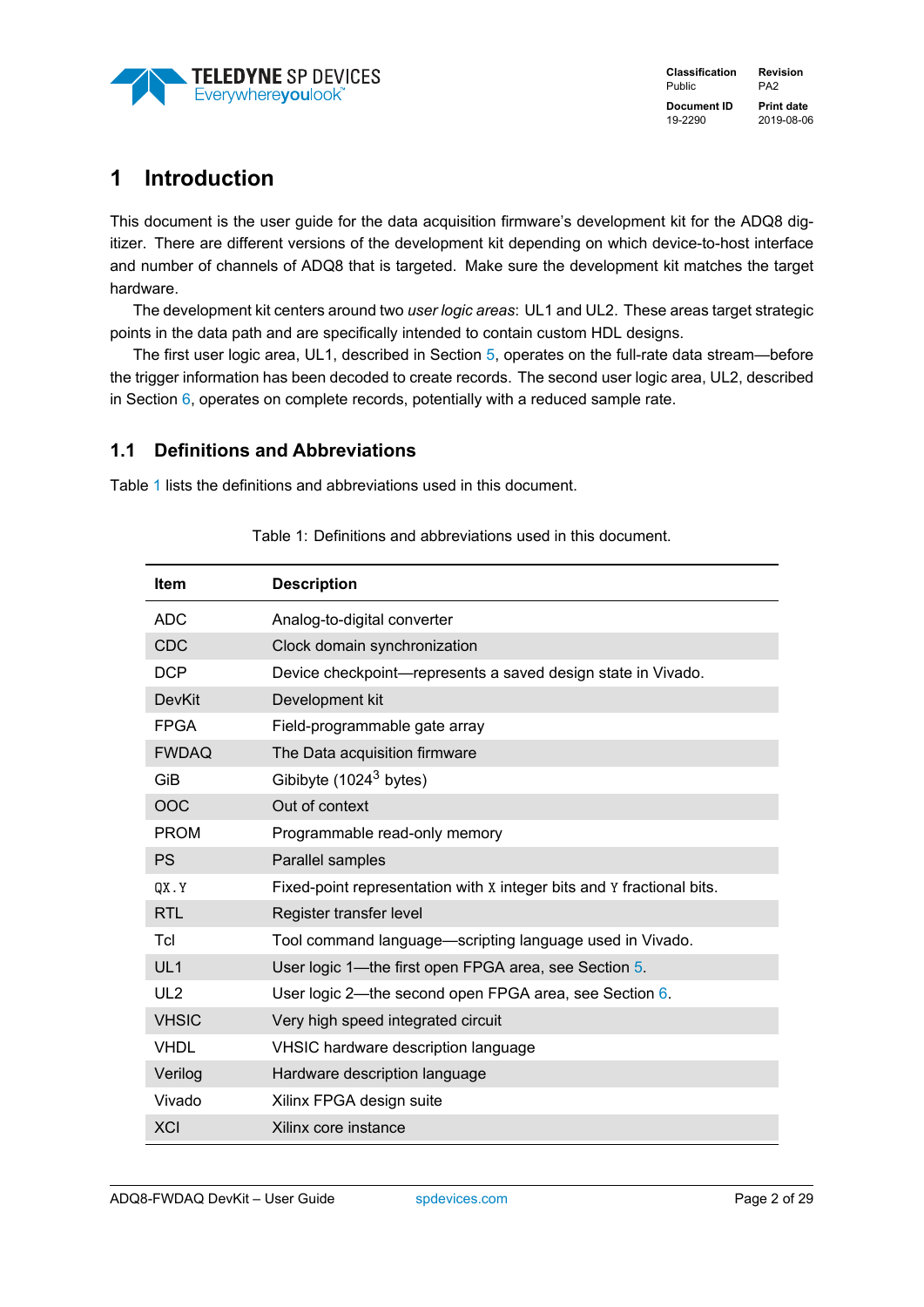# 1 Introduction

This document is the user guide for the data acquisition firmware's development kit for the ADQ8 digitizer. There are different versions of the development kit depending on which device-to-host interface and number of channels of ADQ8 that is targeted. Make sure the development kit matches the target hardware.

The development kit centers around two *user logic areas*: UL1 and UL2. These areas target strategic points in the data path and are specifically intended to contain custom HDL designs.

The first user logic area, UL1, described in Section 5, operates on the full-rate data stream—before the trigger information has been decoded to create records. The second user logic area, UL2, described in Section 6, operates on complete records, potentially with a reduced sample rate.

## 1.1 Definitions and Abbreviations

Table 1 lists the definitions and abbreviations used in this document.

Table 1: Definitions and abbreviations used in this document.

| Item | Description |
|---|---|
| ADC | Analog-to-digital converter |
| CDC | Clock domain synchronization |
| DCP | Device checkpoint—represents a saved design state in Vivado. |
| DevKit | Development kit |
| FPGA | Field-programmable gate array |
| FWDAQ | The Data acquisition firmware |
| GiB | Gibibyte ($1024^3$ bytes) |
| OOC | Out of context |
| PROM | Programmable read-only memory |
| PS | Parallel samples |
| `QX.Y` | Fixed-point representation with `X` integer bits and `Y` fractional bits. |
| RTL | Register transfer level |
| Tcl | Tool command language—scripting language used in Vivado. |
| UL1 | User logic 1—the first open FPGA area, see Section 5. |
| UL2 | User logic 2—the second open FPGA area, see Section 6. |
| VHSIC | Very high speed integrated circuit |
| VHDL | VHSIC hardware description language |
| Verilog | Hardware description language |
| Vivado | Xilinx FPGA design suite |
| XCI | Xilinx core instance |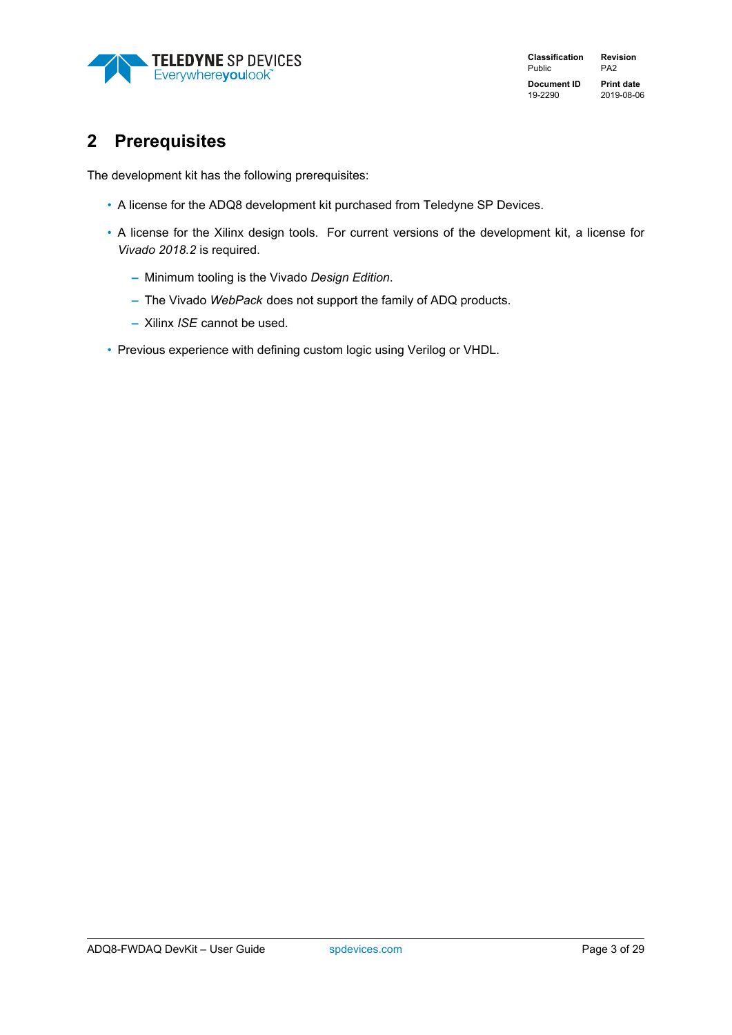## 2 Prerequisites

The development kit has the following prerequisites:

- A license for the ADQ8 development kit purchased from Teledyne SP Devices.
- A license for the Xilinx design tools. For current versions of the development kit, a license for *Vivado 2018.2* is required.
  - Minimum tooling is the Vivado *Design Edition*.
  - The Vivado *WebPack* does not support the family of ADQ products.
  - Xilinx *ISE* cannot be used.
- Previous experience with defining custom logic using Verilog or VHDL.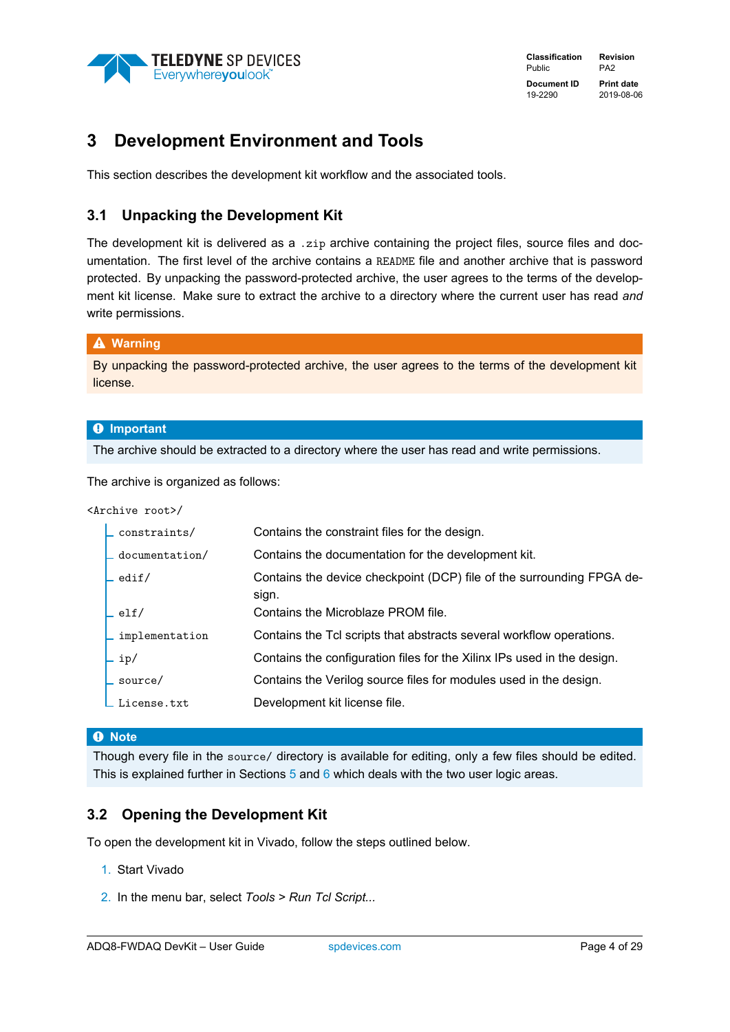# 3 Development Environment and Tools

This section describes the development kit workflow and the associated tools.

## 3.1 Unpacking the Development Kit

The development kit is delivered as a `.zip` archive containing the project files, source files and documentation. The first level of the archive contains a `README` file and another archive that is password protected. By unpacking the password-protected archive, the user agrees to the terms of the development kit license. Make sure to extract the archive to a directory where the current user has read *and* write permissions.

> **⚠ Warning**
>
> By unpacking the password-protected archive, the user agrees to the terms of the development kit license.

> **Important**
>
> The archive should be extracted to a directory where the user has read and write permissions.

The archive is organized as follows:

`<Archive root>/`

| | |
|---|---|
| `constraints/` | Contains the constraint files for the design. |
| `documentation/` | Contains the documentation for the development kit. |
| `edif/` | Contains the device checkpoint (DCP) file of the surrounding FPGA design. |
| `elf/` | Contains the Microblaze PROM file. |
| `implementation` | Contains the Tcl scripts that abstracts several workflow operations. |
| `ip/` | Contains the configuration files for the Xilinx IPs used in the design. |
| `source/` | Contains the Verilog source files for modules used in the design. |
| `License.txt` | Development kit license file. |

> **Note**
>
> Though every file in the `source/` directory is available for editing, only a few files should be edited. This is explained further in Sections 5 and 6 which deals with the two user logic areas.

## 3.2 Opening the Development Kit

To open the development kit in Vivado, follow the steps outlined below.

1. Start Vivado
2. In the menu bar, select *Tools > Run Tcl Script...*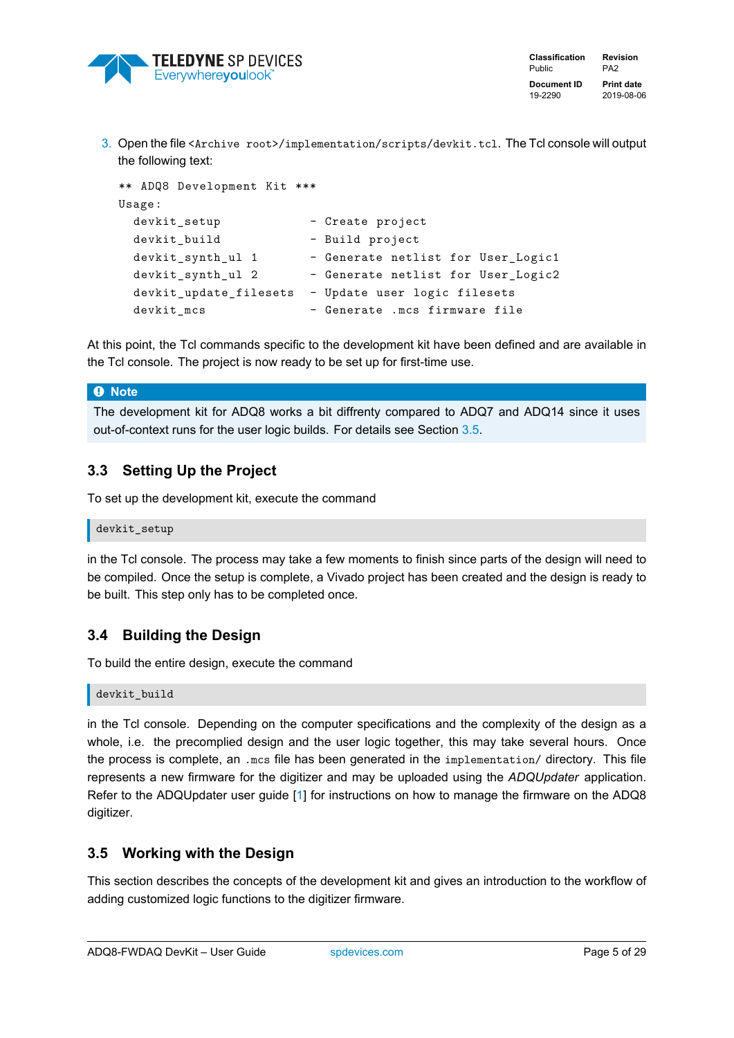3. Open the file `<Archive root>/implementation/scripts/devkit.tcl`. The Tcl console will output the following text:

```
** ADQ8 Development Kit ***
Usage:
  devkit_setup              - Create project
  devkit_build              - Build project
  devkit_synth_ul 1         - Generate netlist for User_Logic1
  devkit_synth_ul 2         - Generate netlist for User_Logic2
  devkit_update_filesets    - Update user logic filesets
  devkit_mcs                - Generate .mcs firmware file
```

At this point, the Tcl commands specific to the development kit have been defined and are available in the Tcl console. The project is now ready to be set up for first-time use.

> **Note**
> The development kit for ADQ8 works a bit diffrenty compared to ADQ7 and ADQ14 since it uses out-of-context runs for the user logic builds. For details see Section 3.5.

## 3.3 Setting Up the Project

To set up the development kit, execute the command

```
devkit_setup
```

in the Tcl console. The process may take a few moments to finish since parts of the design will need to be compiled. Once the setup is complete, a Vivado project has been created and the design is ready to be built. This step only has to be completed once.

## 3.4 Building the Design

To build the entire design, execute the command

```
devkit_build
```

in the Tcl console. Depending on the computer specifications and the complexity of the design as a whole, i.e. the precomplied design and the user logic together, this may take several hours. Once the process is complete, an `.mcs` file has been generated in the `implementation/` directory. This file represents a new firmware for the digitizer and may be uploaded using the *ADQUpdater* application. Refer to the ADQUpdater user guide [1] for instructions on how to manage the firmware on the ADQ8 digitizer.

## 3.5 Working with the Design

This section describes the concepts of the development kit and gives an introduction to the workflow of adding customized logic functions to the digitizer firmware.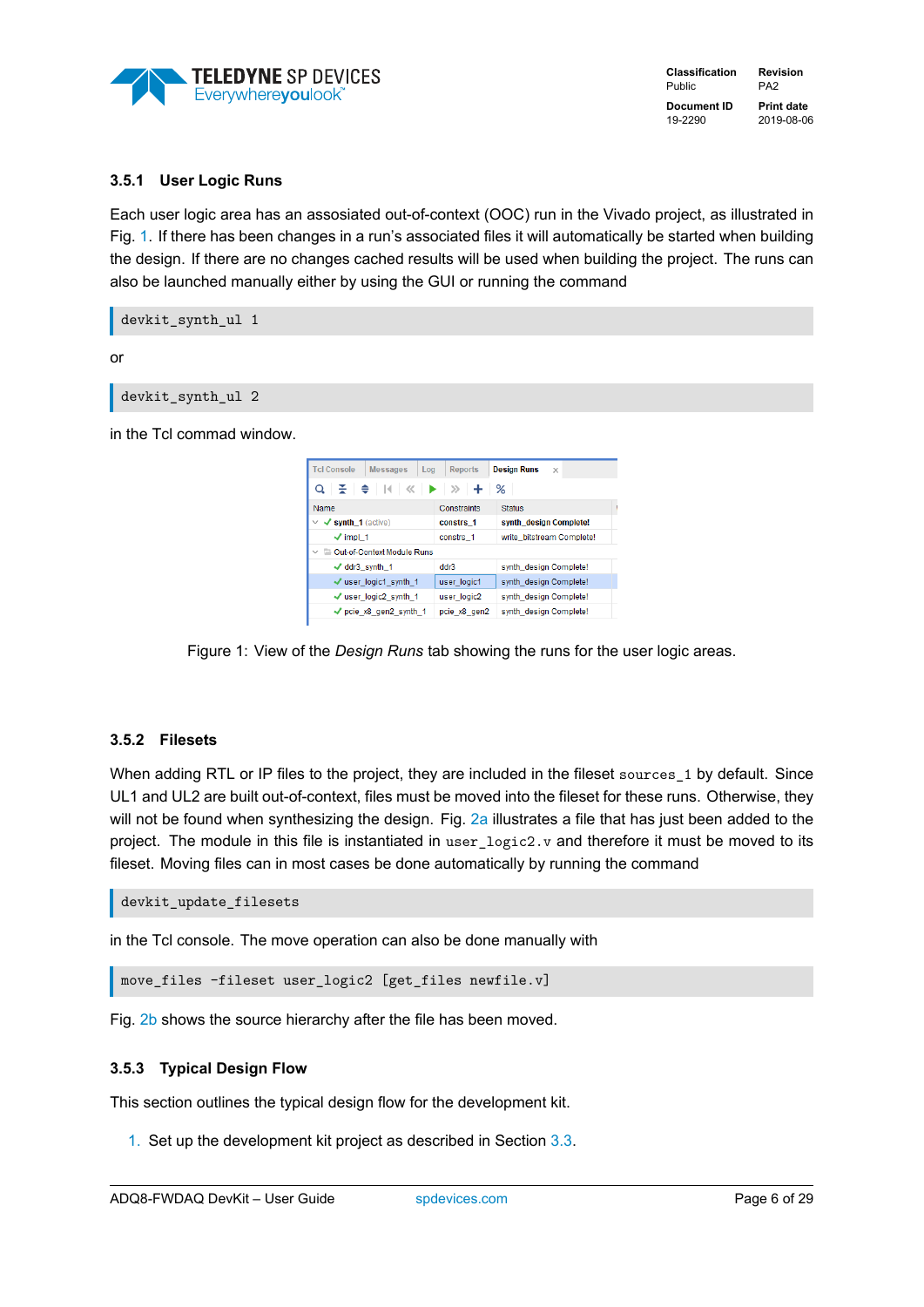### 3.5.1 User Logic Runs

Each user logic area has an assosiated out-of-context (OOC) run in the Vivado project, as illustrated in Fig. 1. If there has been changes in a run's associated files it will automatically be started when building the design. If there are no changes cached results will be used when building the project. The runs can also be launched manually either by using the GUI or running the command

```
devkit_synth_ul 1
```

or

```
devkit_synth_ul 2
```

in the Tcl commad window.

Figure 1: View of the *Design Runs* tab showing the runs for the user logic areas.

### 3.5.2 Filesets

When adding RTL or IP files to the project, they are included in the fileset `sources_1` by default. Since UL1 and UL2 are built out-of-context, files must be moved into the fileset for these runs. Otherwise, they will not be found when synthesizing the design. Fig. 2a illustrates a file that has just been added to the project. The module in this file is instantiated in `user_logic2.v` and therefore it must be moved to its fileset. Moving files can in most cases be done automatically by running the command

```
devkit_update_filesets
```

in the Tcl console. The move operation can also be done manually with

```
move_files -fileset user_logic2 [get_files newfile.v]
```

Fig. 2b shows the source hierarchy after the file has been moved.

### 3.5.3 Typical Design Flow

This section outlines the typical design flow for the development kit.

1. Set up the development kit project as described in Section 3.3.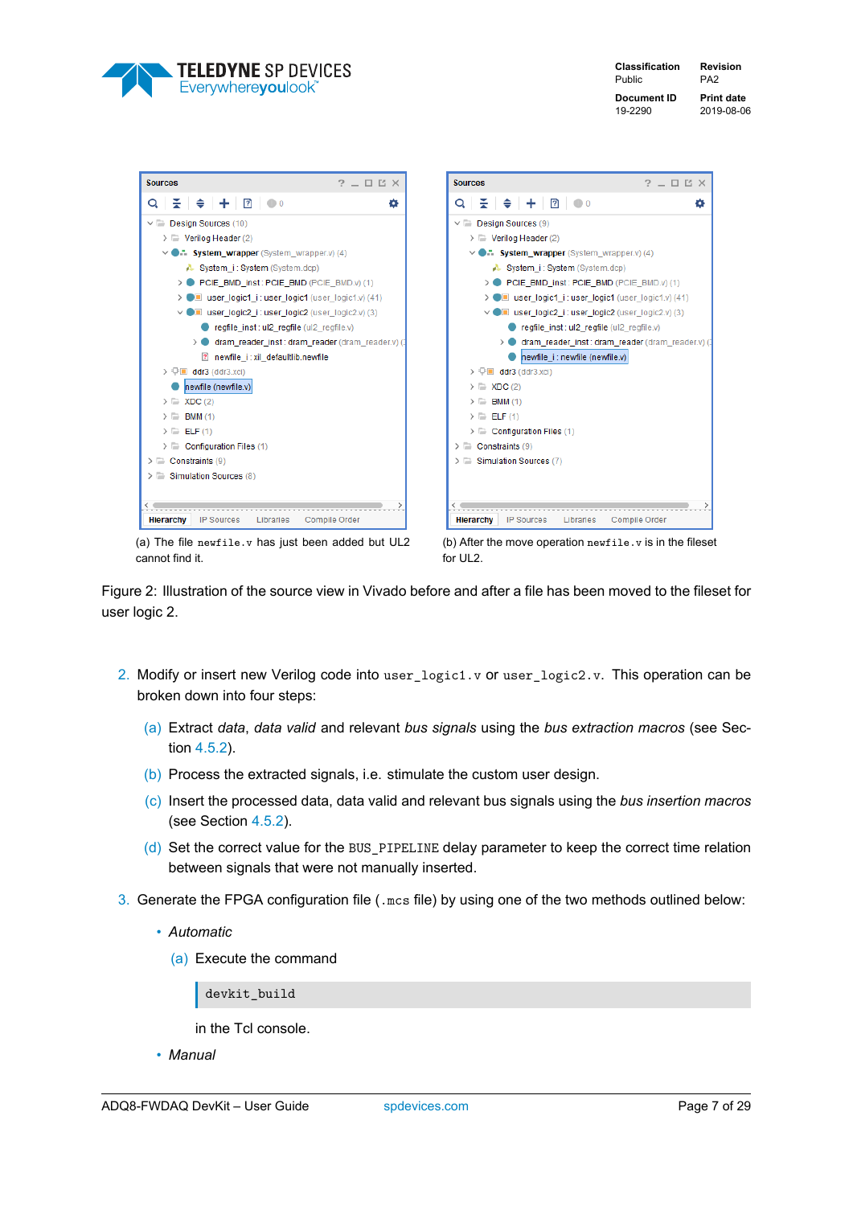(a) The file `newfile.v` has just been added but UL2 cannot find it.

(b) After the move operation `newfile.v` is in the fileset for UL2.

Figure 2: Illustration of the source view in Vivado before and after a file has been moved to the fileset for user logic 2.

2. Modify or insert new Verilog code into `user_logic1.v` or `user_logic2.v`. This operation can be broken down into four steps:

   (a) Extract *data*, *data valid* and relevant *bus signals* using the *bus extraction macros* (see Section 4.5.2).

   (b) Process the extracted signals, i.e. stimulate the custom user design.

   (c) Insert the processed data, data valid and relevant bus signals using the *bus insertion macros* (see Section 4.5.2).

   (d) Set the correct value for the `BUS_PIPELINE` delay parameter to keep the correct time relation between signals that were not manually inserted.

3. Generate the FPGA configuration file (`.mcs` file) by using one of the two methods outlined below:

   - *Automatic*

     (a) Execute the command

     ```
     devkit_build
     ```

     in the Tcl console.

   - *Manual*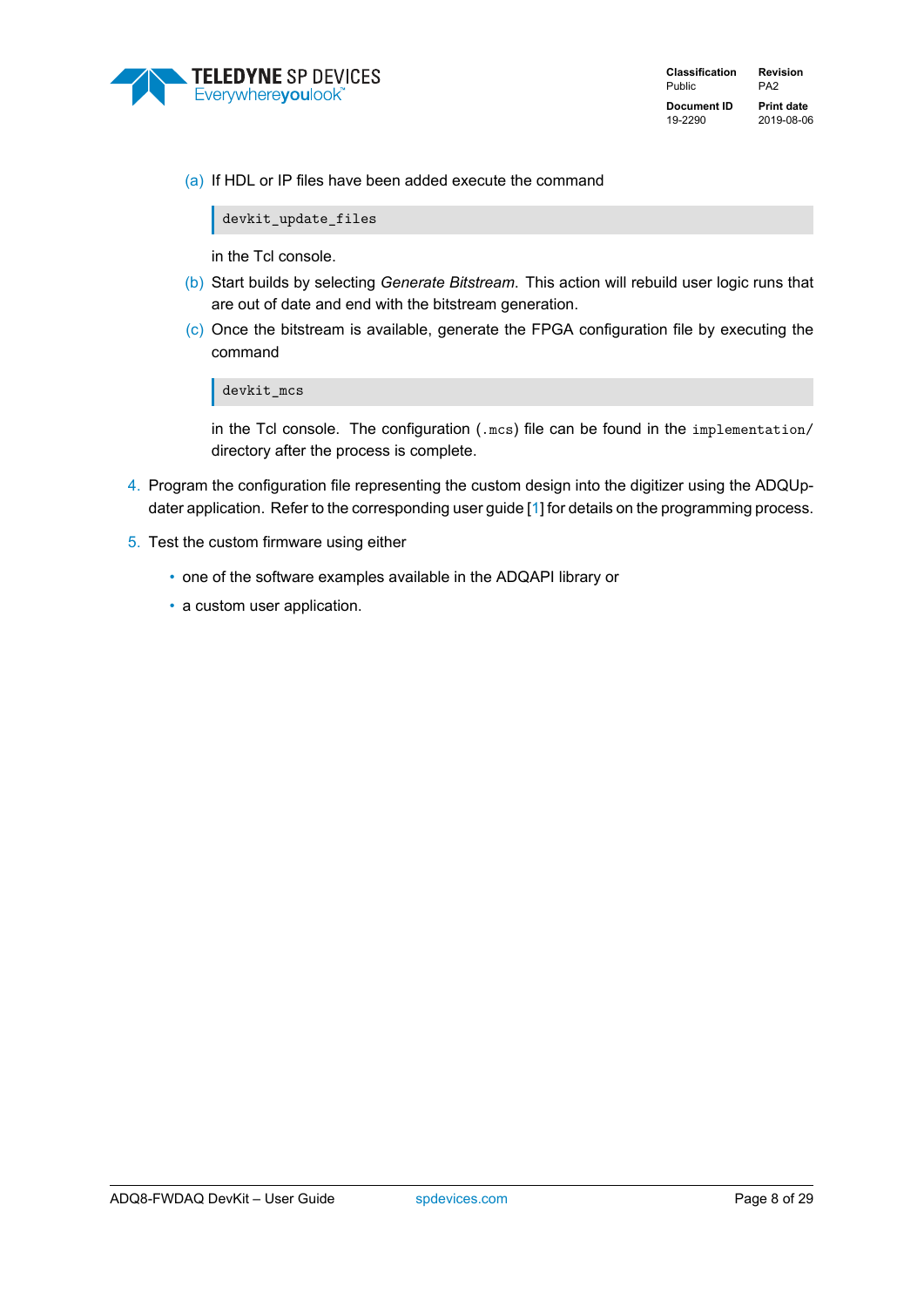(a) If HDL or IP files have been added execute the command

   ```
   devkit_update_files
   ```

   in the Tcl console.

   (b) Start builds by selecting *Generate Bitstream*. This action will rebuild user logic runs that are out of date and end with the bitstream generation.

   (c) Once the bitstream is available, generate the FPGA configuration file by executing the command

   ```
   devkit_mcs
   ```

   in the Tcl console. The configuration (`.mcs`) file can be found in the `implementation/` directory after the process is complete.

4. Program the configuration file representing the custom design into the digitizer using the ADQUpdater application. Refer to the corresponding user guide [1] for details on the programming process.

5. Test the custom firmware using either

   - one of the software examples available in the ADQAPI library or
   - a custom user application.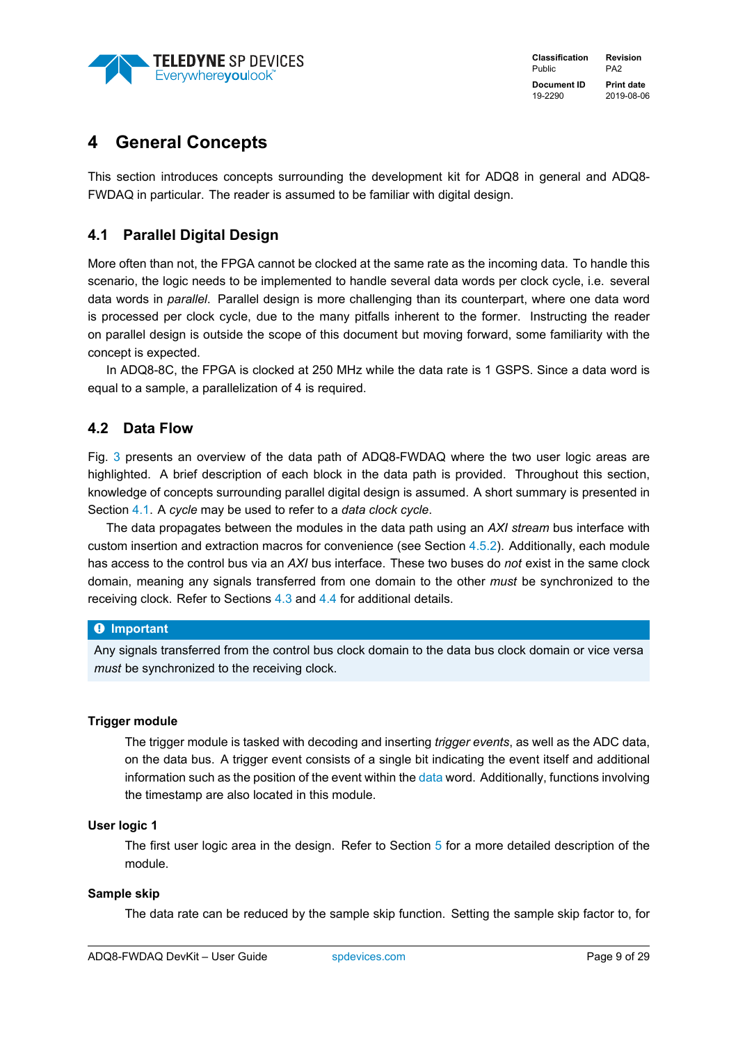# 4 General Concepts

This section introduces concepts surrounding the development kit for ADQ8 in general and ADQ8-FWDAQ in particular. The reader is assumed to be familiar with digital design.

## 4.1 Parallel Digital Design

More often than not, the FPGA cannot be clocked at the same rate as the incoming data. To handle this scenario, the logic needs to be implemented to handle several data words per clock cycle, i.e. several data words in *parallel*. Parallel design is more challenging than its counterpart, where one data word is processed per clock cycle, due to the many pitfalls inherent to the former. Instructing the reader on parallel design is outside the scope of this document but moving forward, some familiarity with the concept is expected.

In ADQ8-8C, the FPGA is clocked at 250 MHz while the data rate is 1 GSPS. Since a data word is equal to a sample, a parallelization of 4 is required.

## 4.2 Data Flow

Fig. 3 presents an overview of the data path of ADQ8-FWDAQ where the two user logic areas are highlighted. A brief description of each block in the data path is provided. Throughout this section, knowledge of concepts surrounding parallel digital design is assumed. A short summary is presented in Section 4.1. A *cycle* may be used to refer to a *data clock cycle*.

The data propagates between the modules in the data path using an *AXI stream* bus interface with custom insertion and extraction macros for convenience (see Section 4.5.2). Additionally, each module has access to the control bus via an *AXI* bus interface. These two buses do *not* exist in the same clock domain, meaning any signals transferred from one domain to the other *must* be synchronized to the receiving clock. Refer to Sections 4.3 and 4.4 for additional details.

> **Important**
>
> Any signals transferred from the control bus clock domain to the data bus clock domain or vice versa *must* be synchronized to the receiving clock.

**Trigger module**

The trigger module is tasked with decoding and inserting *trigger events*, as well as the ADC data, on the data bus. A trigger event consists of a single bit indicating the event itself and additional information such as the position of the event within the data word. Additionally, functions involving the timestamp are also located in this module.

**User logic 1**

The first user logic area in the design. Refer to Section 5 for a more detailed description of the module.

**Sample skip**

The data rate can be reduced by the sample skip function. Setting the sample skip factor to, for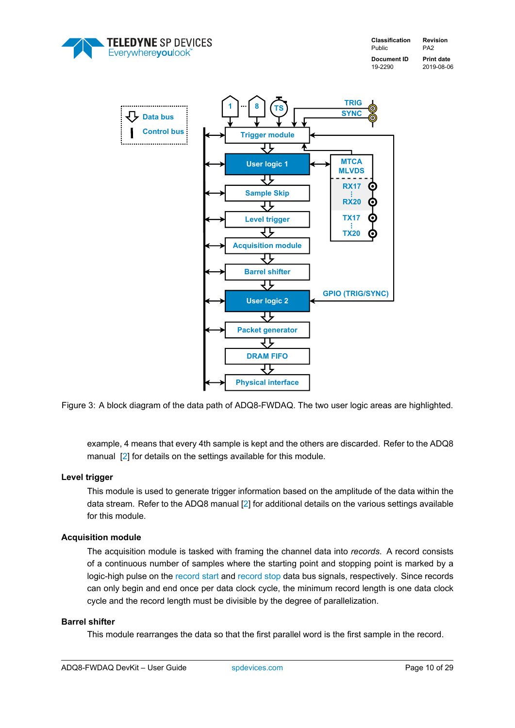Figure 3: A block diagram of the data path of ADQ8-FWDAQ. The two user logic areas are highlighted.

example, 4 means that every 4th sample is kept and the others are discarded. Refer to the ADQ8 manual [2] for details on the settings available for this module.

**Level trigger**

This module is used to generate trigger information based on the amplitude of the data within the data stream. Refer to the ADQ8 manual [2] for additional details on the various settings available for this module.

**Acquisition module**

The acquisition module is tasked with framing the channel data into *records*. A record consists of a continuous number of samples where the starting point and stopping point is marked by a logic-high pulse on the record start and record stop data bus signals, respectively. Since records can only begin and end once per data clock cycle, the minimum record length is one data clock cycle and the record length must be divisible by the degree of parallelization.

**Barrel shifter**

This module rearranges the data so that the first parallel word is the first sample in the record.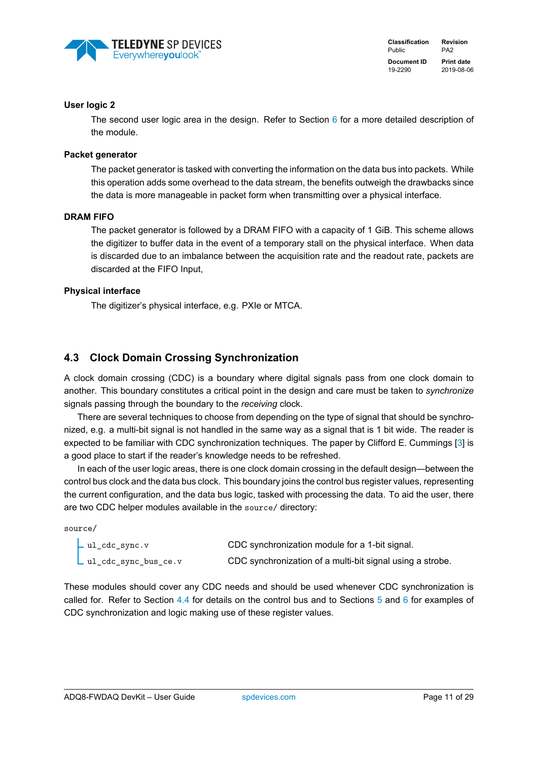**User logic 2**

The second user logic area in the design. Refer to Section 6 for a more detailed description of the module.

**Packet generator**

The packet generator is tasked with converting the information on the data bus into packets. While this operation adds some overhead to the data stream, the benefits outweigh the drawbacks since the data is more manageable in packet form when transmitting over a physical interface.

**DRAM FIFO**

The packet generator is followed by a DRAM FIFO with a capacity of 1 GiB. This scheme allows the digitizer to buffer data in the event of a temporary stall on the physical interface. When data is discarded due to an imbalance between the acquisition rate and the readout rate, packets are discarded at the FIFO Input,

**Physical interface**

The digitizer's physical interface, e.g. PXIe or MTCA.

## 4.3 Clock Domain Crossing Synchronization

A clock domain crossing (CDC) is a boundary where digital signals pass from one clock domain to another. This boundary constitutes a critical point in the design and care must be taken to *synchronize* signals passing through the boundary to the *receiving* clock.

There are several techniques to choose from depending on the type of signal that should be synchronized, e.g. a multi-bit signal is not handled in the same way as a signal that is 1 bit wide. The reader is expected to be familiar with CDC synchronization techniques. The paper by Clifford E. Cummings [3] is a good place to start if the reader's knowledge needs to be refreshed.

In each of the user logic areas, there is one clock domain crossing in the default design—between the control bus clock and the data bus clock. This boundary joins the control bus register values, representing the current configuration, and the data bus logic, tasked with processing the data. To aid the user, there are two CDC helper modules available in the `source/` directory:

```
source/
├ ul_cdc_sync.v          CDC synchronization module for a 1-bit signal.
└ ul_cdc_sync_bus_ce.v   CDC synchronization of a multi-bit signal using a strobe.
```

These modules should cover any CDC needs and should be used whenever CDC synchronization is called for. Refer to Section 4.4 for details on the control bus and to Sections 5 and 6 for examples of CDC synchronization and logic making use of these register values.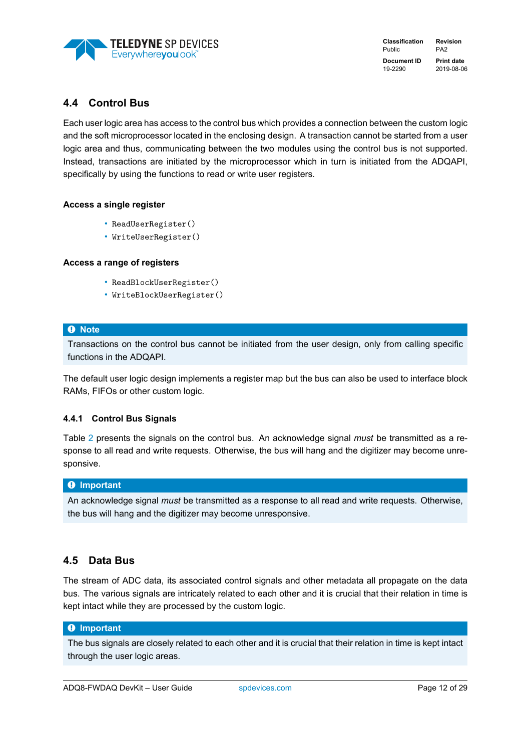## 4.4 Control Bus

Each user logic area has access to the control bus which provides a connection between the custom logic and the soft microprocessor located in the enclosing design. A transaction cannot be started from a user logic area and thus, communicating between the two modules using the control bus is not supported. Instead, transactions are initiated by the microprocessor which in turn is initiated from the ADQAPI, specifically by using the functions to read or write user registers.

**Access a single register**

- `ReadUserRegister()`
- `WriteUserRegister()`

**Access a range of registers**

- `ReadBlockUserRegister()`
- `WriteBlockUserRegister()`

> **Note**
>
> Transactions on the control bus cannot be initiated from the user design, only from calling specific functions in the ADQAPI.

The default user logic design implements a register map but the bus can also be used to interface block RAMs, FIFOs or other custom logic.

### 4.4.1 Control Bus Signals

Table 2 presents the signals on the control bus. An acknowledge signal *must* be transmitted as a response to all read and write requests. Otherwise, the bus will hang and the digitizer may become unresponsive.

> **Important**
>
> An acknowledge signal *must* be transmitted as a response to all read and write requests. Otherwise, the bus will hang and the digitizer may become unresponsive.

## 4.5 Data Bus

The stream of ADC data, its associated control signals and other metadata all propagate on the data bus. The various signals are intricately related to each other and it is crucial that their relation in time is kept intact while they are processed by the custom logic.

> **Important**
>
> The bus signals are closely related to each other and it is crucial that their relation in time is kept intact through the user logic areas.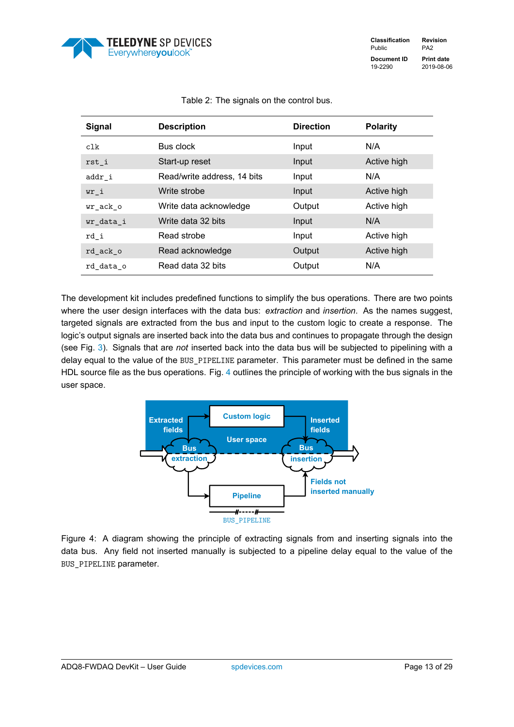Table 2: The signals on the control bus.

| Signal | Description | Direction | Polarity |
|---|---|---|---|
| `clk` | Bus clock | Input | N/A |
| `rst_i` | Start-up reset | Input | Active high |
| `addr_i` | Read/write address, 14 bits | Input | N/A |
| `wr_i` | Write strobe | Input | Active high |
| `wr_ack_o` | Write data acknowledge | Output | Active high |
| `wr_data_i` | Write data 32 bits | Input | N/A |
| `rd_i` | Read strobe | Input | Active high |
| `rd_ack_o` | Read acknowledge | Output | Active high |
| `rd_data_o` | Read data 32 bits | Output | N/A |

The development kit includes predefined functions to simplify the bus operations. There are two points where the user design interfaces with the data bus: *extraction* and *insertion*. As the names suggest, targeted signals are extracted from the bus and input to the custom logic to create a response. The logic's output signals are inserted back into the data bus and continues to propagate through the design (see Fig. 3). Signals that are *not* inserted back into the data bus will be subjected to pipelining with a delay equal to the value of the `BUS_PIPELINE` parameter. This parameter must be defined in the same HDL source file as the bus operations. Fig. 4 outlines the principle of working with the bus signals in the user space.

Figure 4: A diagram showing the principle of extracting signals from and inserting signals into the data bus. Any field not inserted manually is subjected to a pipeline delay equal to the value of the `BUS_PIPELINE` parameter.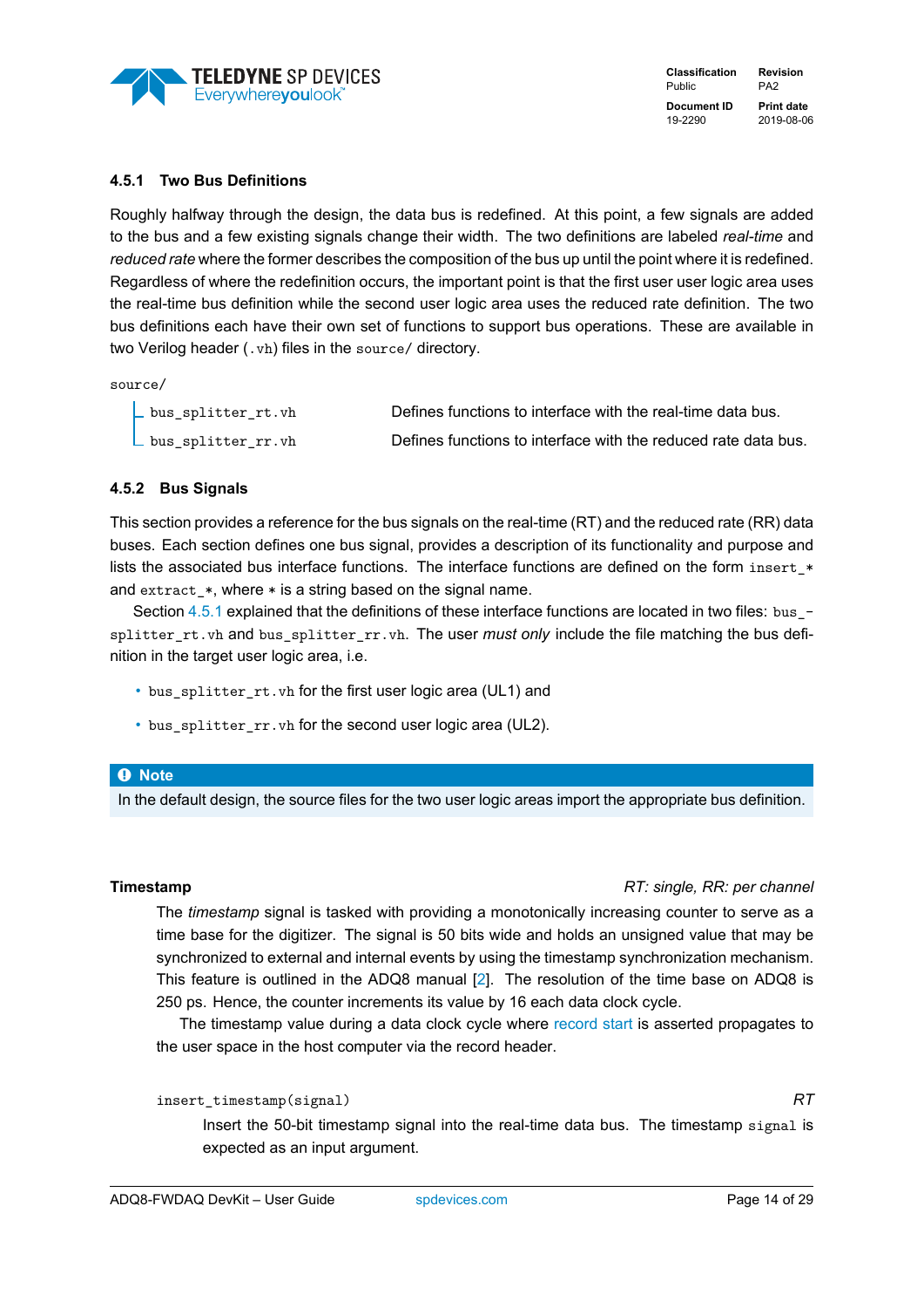### 4.5.1 Two Bus Definitions

Roughly halfway through the design, the data bus is redefined. At this point, a few signals are added to the bus and a few existing signals change their width. The two definitions are labeled *real-time* and *reduced rate* where the former describes the composition of the bus up until the point where it is redefined. Regardless of where the redefinition occurs, the important point is that the first user user logic area uses the real-time bus definition while the second user logic area uses the reduced rate definition. The two bus definitions each have their own set of functions to support bus operations. These are available in two Verilog header (`.vh`) files in the `source/` directory.

```
source/
├ bus_splitter_rt.vh
└ bus_splitter_rr.vh
```

| File | Description |
|---|---|
| `bus_splitter_rt.vh` | Defines functions to interface with the real-time data bus. |
| `bus_splitter_rr.vh` | Defines functions to interface with the reduced rate data bus. |

### 4.5.2 Bus Signals

This section provides a reference for the bus signals on the real-time (RT) and the reduced rate (RR) data buses. Each section defines one bus signal, provides a description of its functionality and purpose and lists the associated bus interface functions. The interface functions are defined on the form `insert_*` and `extract_*`, where `*` is a string based on the signal name.

Section 4.5.1 explained that the definitions of these interface functions are located in two files: `bus_splitter_rt.vh` and `bus_splitter_rr.vh`. The user *must only* include the file matching the bus definition in the target user logic area, i.e.

- `bus_splitter_rt.vh` for the first user logic area (UL1) and
- `bus_splitter_rr.vh` for the second user logic area (UL2).

> **Note**
> In the default design, the source files for the two user logic areas import the appropriate bus definition.

**Timestamp** — *RT: single, RR: per channel*

The *timestamp* signal is tasked with providing a monotonically increasing counter to serve as a time base for the digitizer. The signal is 50 bits wide and holds an unsigned value that may be synchronized to external and internal events by using the timestamp synchronization mechanism. This feature is outlined in the ADQ8 manual [2]. The resolution of the time base on ADQ8 is 250 ps. Hence, the counter increments its value by 16 each data clock cycle.

The timestamp value during a data clock cycle where record start is asserted propagates to the user space in the host computer via the record header.

`insert_timestamp(signal)` — *RT*

Insert the 50-bit timestamp signal into the real-time data bus. The timestamp `signal` is expected as an input argument.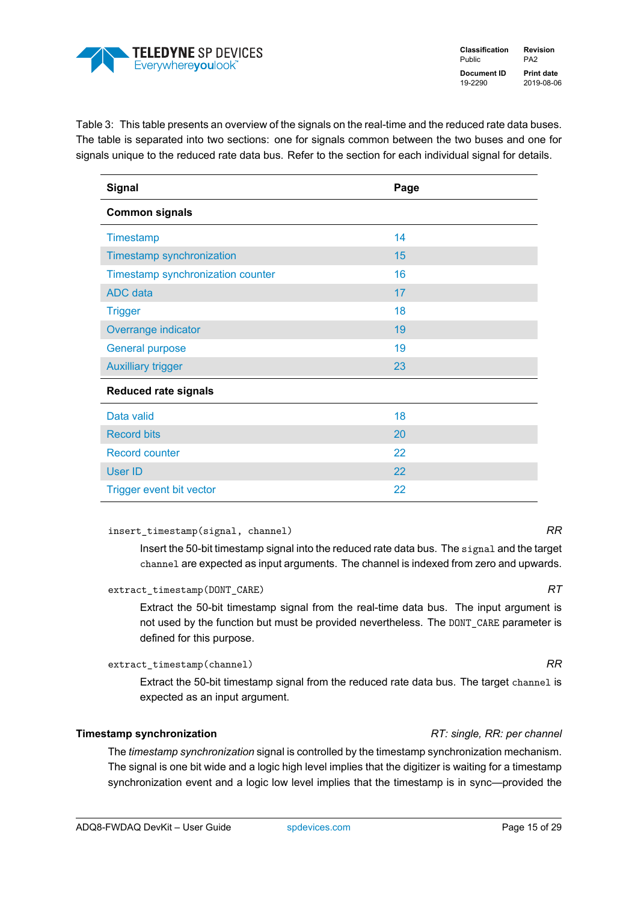Table 3: This table presents an overview of the signals on the real-time and the reduced rate data buses. The table is separated into two sections: one for signals common between the two buses and one for signals unique to the reduced rate data bus. Refer to the section for each individual signal for details.

| Signal | Page |
|---|---|
| **Common signals** | |
| Timestamp | 14 |
| Timestamp synchronization | 15 |
| Timestamp synchronization counter | 16 |
| ADC data | 17 |
| Trigger | 18 |
| Overrange indicator | 19 |
| General purpose | 19 |
| Auxilliary trigger | 23 |
| **Reduced rate signals** | |
| Data valid | 18 |
| Record bits | 20 |
| Record counter | 22 |
| User ID | 22 |
| Trigger event bit vector | 22 |

`insert_timestamp(signal, channel)` *RR*

Insert the 50-bit timestamp signal into the reduced rate data bus. The `signal` and the target `channel` are expected as input arguments. The channel is indexed from zero and upwards.

`extract_timestamp(DONT_CARE)` *RT*

Extract the 50-bit timestamp signal from the real-time data bus. The input argument is not used by the function but must be provided nevertheless. The `DONT_CARE` parameter is defined for this purpose.

`extract_timestamp(channel)` *RR*

Extract the 50-bit timestamp signal from the reduced rate data bus. The target `channel` is expected as an input argument.

**Timestamp synchronization** *RT: single, RR: per channel*

The *timestamp synchronization* signal is controlled by the timestamp synchronization mechanism. The signal is one bit wide and a logic high level implies that the digitizer is waiting for a timestamp synchronization event and a logic low level implies that the timestamp is in sync—provided the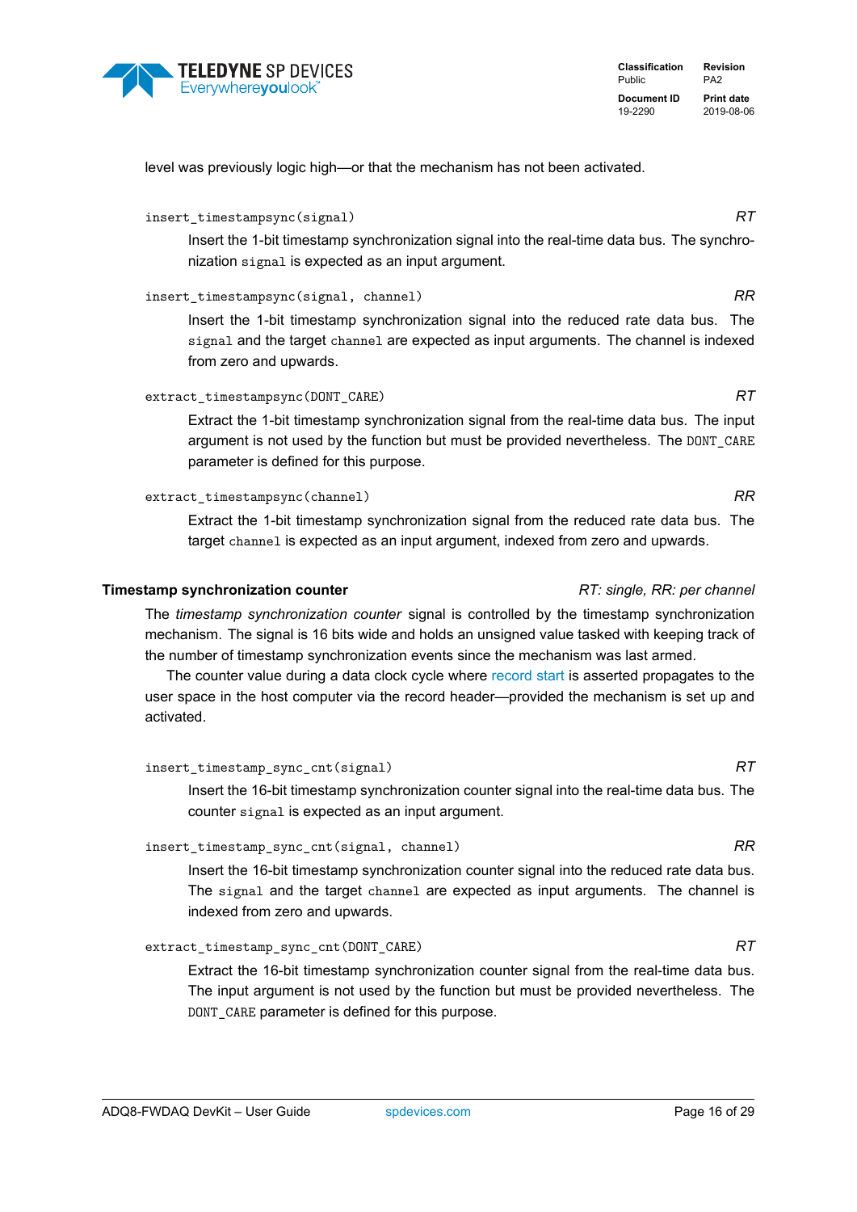level was previously logic high—or that the mechanism has not been activated.

`insert_timestampsync(signal)` *RT*

Insert the 1-bit timestamp synchronization signal into the real-time data bus. The synchronization `signal` is expected as an input argument.

`insert_timestampsync(signal, channel)` *RR*

Insert the 1-bit timestamp synchronization signal into the reduced rate data bus. The `signal` and the target `channel` are expected as input arguments. The channel is indexed from zero and upwards.

`extract_timestampsync(DONT_CARE)` *RT*

Extract the 1-bit timestamp synchronization signal from the real-time data bus. The input argument is not used by the function but must be provided nevertheless. The `DONT_CARE` parameter is defined for this purpose.

`extract_timestampsync(channel)` *RR*

Extract the 1-bit timestamp synchronization signal from the reduced rate data bus. The target `channel` is expected as an input argument, indexed from zero and upwards.

**Timestamp synchronization counter** *RT: single, RR: per channel*

The *timestamp synchronization counter* signal is controlled by the timestamp synchronization mechanism. The signal is 16 bits wide and holds an unsigned value tasked with keeping track of the number of timestamp synchronization events since the mechanism was last armed.

The counter value during a data clock cycle where record start is asserted propagates to the user space in the host computer via the record header—provided the mechanism is set up and activated.

`insert_timestamp_sync_cnt(signal)` *RT*

Insert the 16-bit timestamp synchronization counter signal into the real-time data bus. The counter `signal` is expected as an input argument.

`insert_timestamp_sync_cnt(signal, channel)` *RR*

Insert the 16-bit timestamp synchronization counter signal into the reduced rate data bus. The `signal` and the target `channel` are expected as input arguments. The channel is indexed from zero and upwards.

`extract_timestamp_sync_cnt(DONT_CARE)` *RT*

Extract the 16-bit timestamp synchronization counter signal from the real-time data bus. The input argument is not used by the function but must be provided nevertheless. The `DONT_CARE` parameter is defined for this purpose.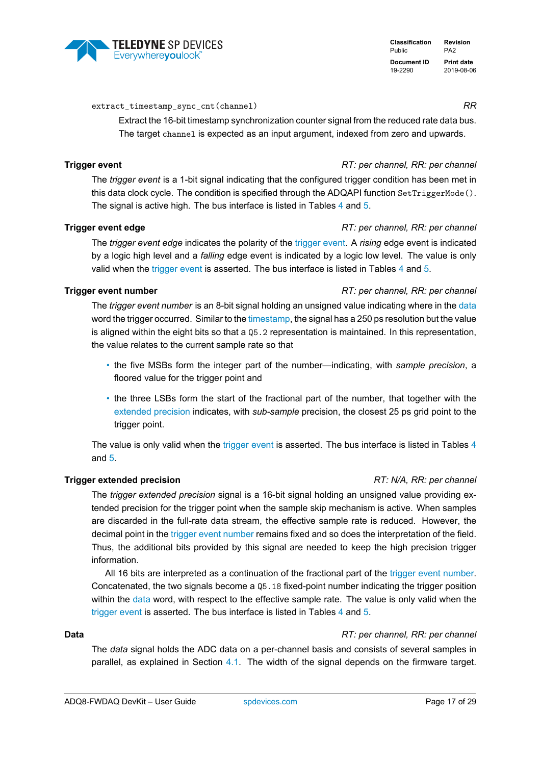`extract_timestamp_sync_cnt(channel)` *RR*

Extract the 16-bit timestamp synchronization counter signal from the reduced rate data bus. The target `channel` is expected as an input argument, indexed from zero and upwards.

**Trigger event** *RT: per channel, RR: per channel*

The *trigger event* is a 1-bit signal indicating that the configured trigger condition has been met in this data clock cycle. The condition is specified through the ADQAPI function `SetTriggerMode()`. The signal is active high. The bus interface is listed in Tables 4 and 5.

**Trigger event edge** *RT: per channel, RR: per channel*

The *trigger event edge* indicates the polarity of the trigger event. A *rising* edge event is indicated by a logic high level and a *falling* edge event is indicated by a logic low level. The value is only valid when the trigger event is asserted. The bus interface is listed in Tables 4 and 5.

**Trigger event number** *RT: per channel, RR: per channel*

The *trigger event number* is an 8-bit signal holding an unsigned value indicating where in the data word the trigger occurred. Similar to the timestamp, the signal has a 250 ps resolution but the value is aligned within the eight bits so that a `Q5.2` representation is maintained. In this representation, the value relates to the current sample rate so that

- the five MSBs form the integer part of the number—indicating, with *sample precision*, a floored value for the trigger point and
- the three LSBs form the start of the fractional part of the number, that together with the extended precision indicates, with *sub-sample* precision, the closest 25 ps grid point to the trigger point.

The value is only valid when the trigger event is asserted. The bus interface is listed in Tables 4 and 5.

**Trigger extended precision** *RT: N/A, RR: per channel*

The *trigger extended precision* signal is a 16-bit signal holding an unsigned value providing extended precision for the trigger point when the sample skip mechanism is active. When samples are discarded in the full-rate data stream, the effective sample rate is reduced. However, the decimal point in the trigger event number remains fixed and so does the interpretation of the field. Thus, the additional bits provided by this signal are needed to keep the high precision trigger information.

All 16 bits are interpreted as a continuation of the fractional part of the trigger event number. Concatenated, the two signals become a `Q5.18` fixed-point number indicating the trigger position within the data word, with respect to the effective sample rate. The value is only valid when the trigger event is asserted. The bus interface is listed in Tables 4 and 5.

**Data** *RT: per channel, RR: per channel*

The *data* signal holds the ADC data on a per-channel basis and consists of several samples in parallel, as explained in Section 4.1. The width of the signal depends on the firmware target.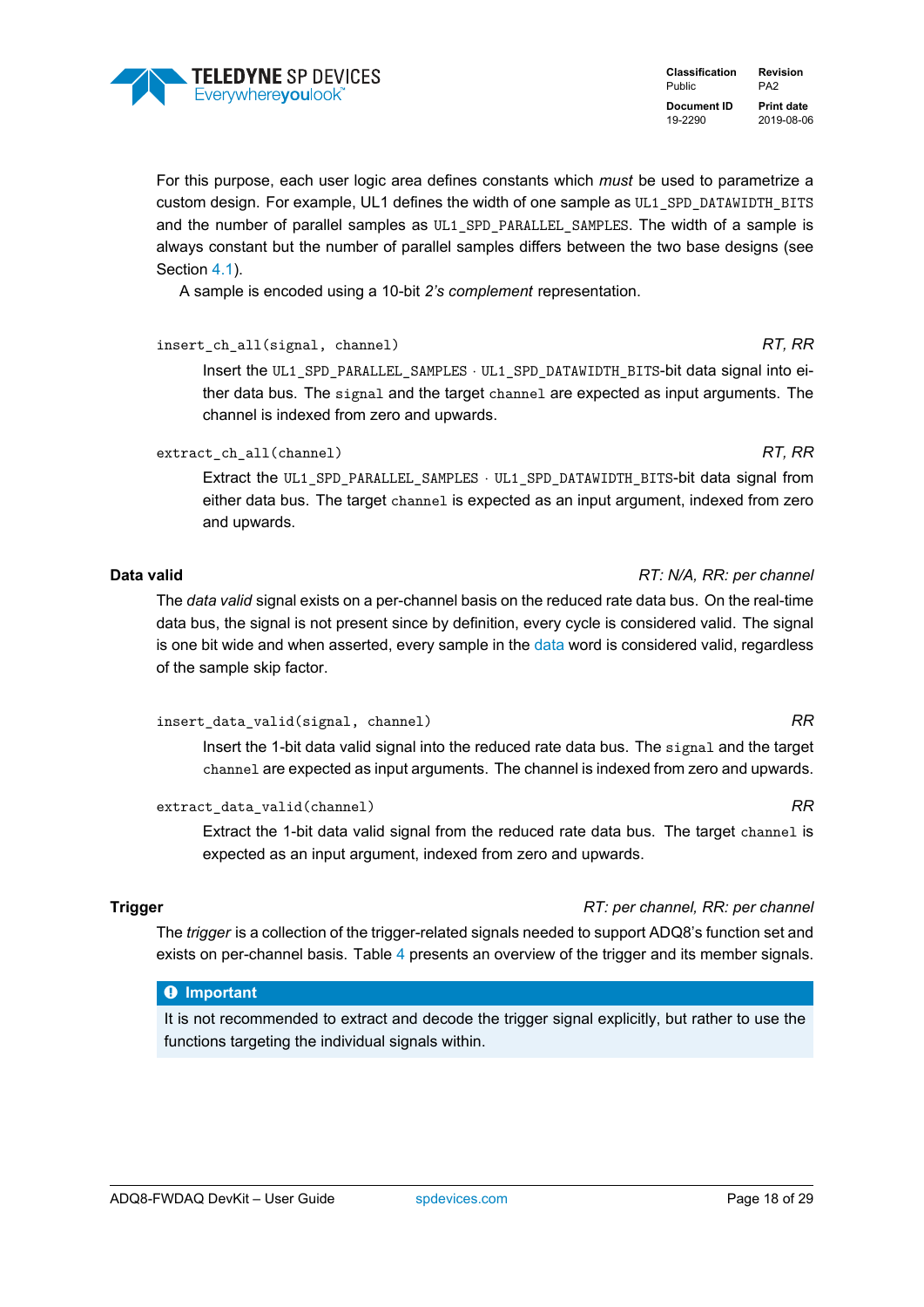For this purpose, each user logic area defines constants which *must* be used to parametrize a custom design. For example, UL1 defines the width of one sample as `UL1_SPD_DATAWIDTH_BITS` and the number of parallel samples as `UL1_SPD_PARALLEL_SAMPLES`. The width of a sample is always constant but the number of parallel samples differs between the two base designs (see Section 4.1).

A sample is encoded using a 10-bit *2's complement* representation.

`insert_ch_all(signal, channel)` *RT, RR*

Insert the `UL1_SPD_PARALLEL_SAMPLES` · `UL1_SPD_DATAWIDTH_BITS`-bit data signal into either data bus. The `signal` and the target `channel` are expected as input arguments. The channel is indexed from zero and upwards.

`extract_ch_all(channel)` *RT, RR*

Extract the `UL1_SPD_PARALLEL_SAMPLES` · `UL1_SPD_DATAWIDTH_BITS`-bit data signal from either data bus. The target `channel` is expected as an input argument, indexed from zero and upwards.

**Data valid** *RT: N/A, RR: per channel*

The *data valid* signal exists on a per-channel basis on the reduced rate data bus. On the real-time data bus, the signal is not present since by definition, every cycle is considered valid. The signal is one bit wide and when asserted, every sample in the data word is considered valid, regardless of the sample skip factor.

`insert_data_valid(signal, channel)` *RR*

Insert the 1-bit data valid signal into the reduced rate data bus. The `signal` and the target `channel` are expected as input arguments. The channel is indexed from zero and upwards.

`extract_data_valid(channel)` *RR*

Extract the 1-bit data valid signal from the reduced rate data bus. The target `channel` is expected as an input argument, indexed from zero and upwards.

**Trigger** *RT: per channel, RR: per channel*

The *trigger* is a collection of the trigger-related signals needed to support ADQ8's function set and exists on per-channel basis. Table 4 presents an overview of the trigger and its member signals.

> **Important**
>
> It is not recommended to extract and decode the trigger signal explicitly, but rather to use the functions targeting the individual signals within.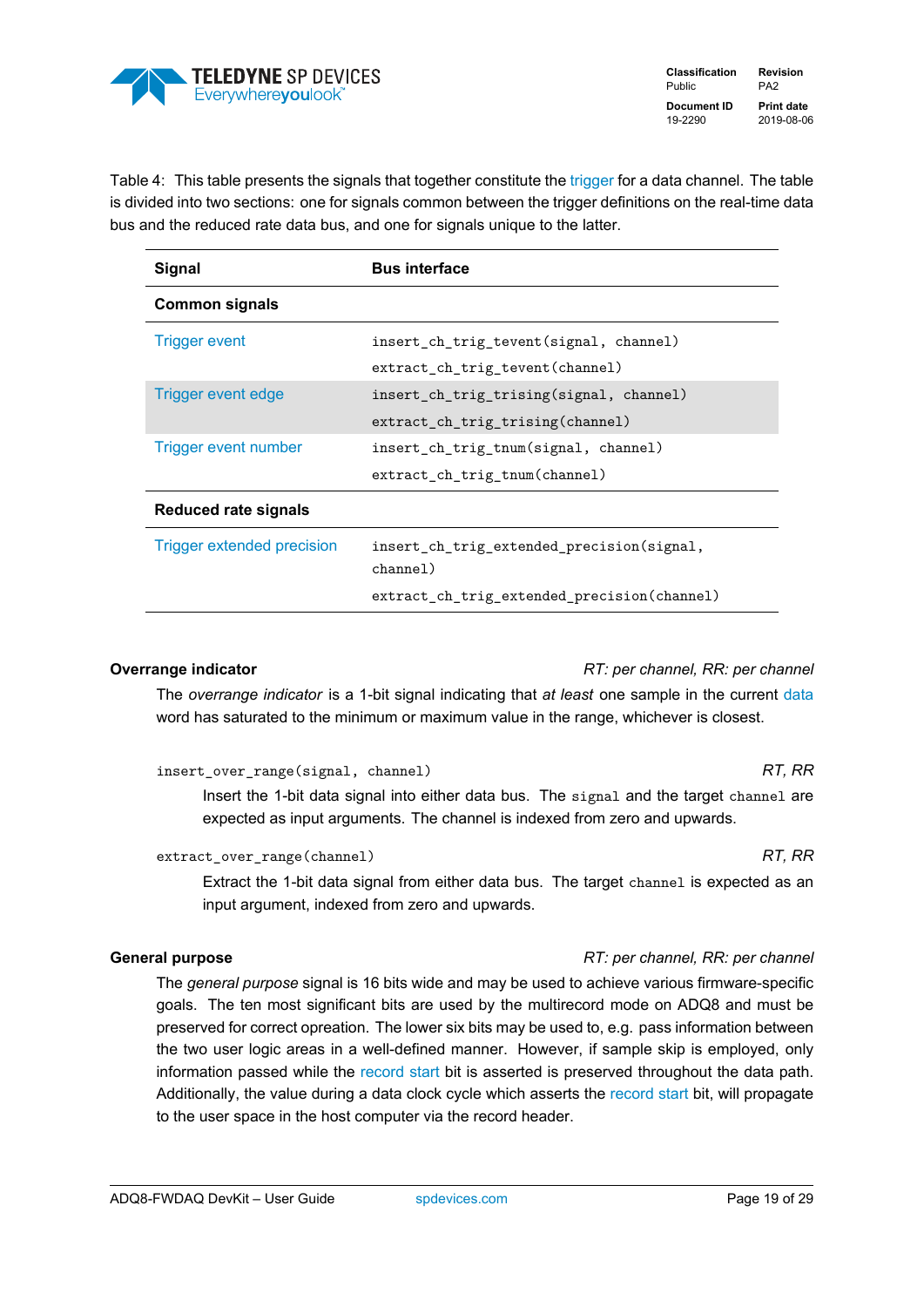Table 4: This table presents the signals that together constitute the trigger for a data channel. The table is divided into two sections: one for signals common between the trigger definitions on the real-time data bus and the reduced rate data bus, and one for signals unique to the latter.

| Signal | Bus interface |
|---|---|
| **Common signals** | |
| Trigger event | `insert_ch_trig_tevent(signal, channel)`<br>`extract_ch_trig_tevent(channel)` |
| Trigger event edge | `insert_ch_trig_trising(signal, channel)`<br>`extract_ch_trig_trising(channel)` |
| Trigger event number | `insert_ch_trig_tnum(signal, channel)`<br>`extract_ch_trig_tnum(channel)` |
| **Reduced rate signals** | |
| Trigger extended precision | `insert_ch_trig_extended_precision(signal, channel)`<br>`extract_ch_trig_extended_precision(channel)` |

**Overrange indicator** *RT: per channel, RR: per channel*

The *overrange indicator* is a 1-bit signal indicating that *at least* one sample in the current data word has saturated to the minimum or maximum value in the range, whichever is closest.

`insert_over_range(signal, channel)` *RT, RR*

Insert the 1-bit data signal into either data bus. The `signal` and the target `channel` are expected as input arguments. The channel is indexed from zero and upwards.

`extract_over_range(channel)` *RT, RR*

Extract the 1-bit data signal from either data bus. The target `channel` is expected as an input argument, indexed from zero and upwards.

**General purpose** *RT: per channel, RR: per channel*

The *general purpose* signal is 16 bits wide and may be used to achieve various firmware-specific goals. The ten most significant bits are used by the multirecord mode on ADQ8 and must be preserved for correct opreation. The lower six bits may be used to, e.g. pass information between the two user logic areas in a well-defined manner. However, if sample skip is employed, only information passed while the record start bit is asserted is preserved throughout the data path. Additionally, the value during a data clock cycle which asserts the record start bit, will propagate to the user space in the host computer via the record header.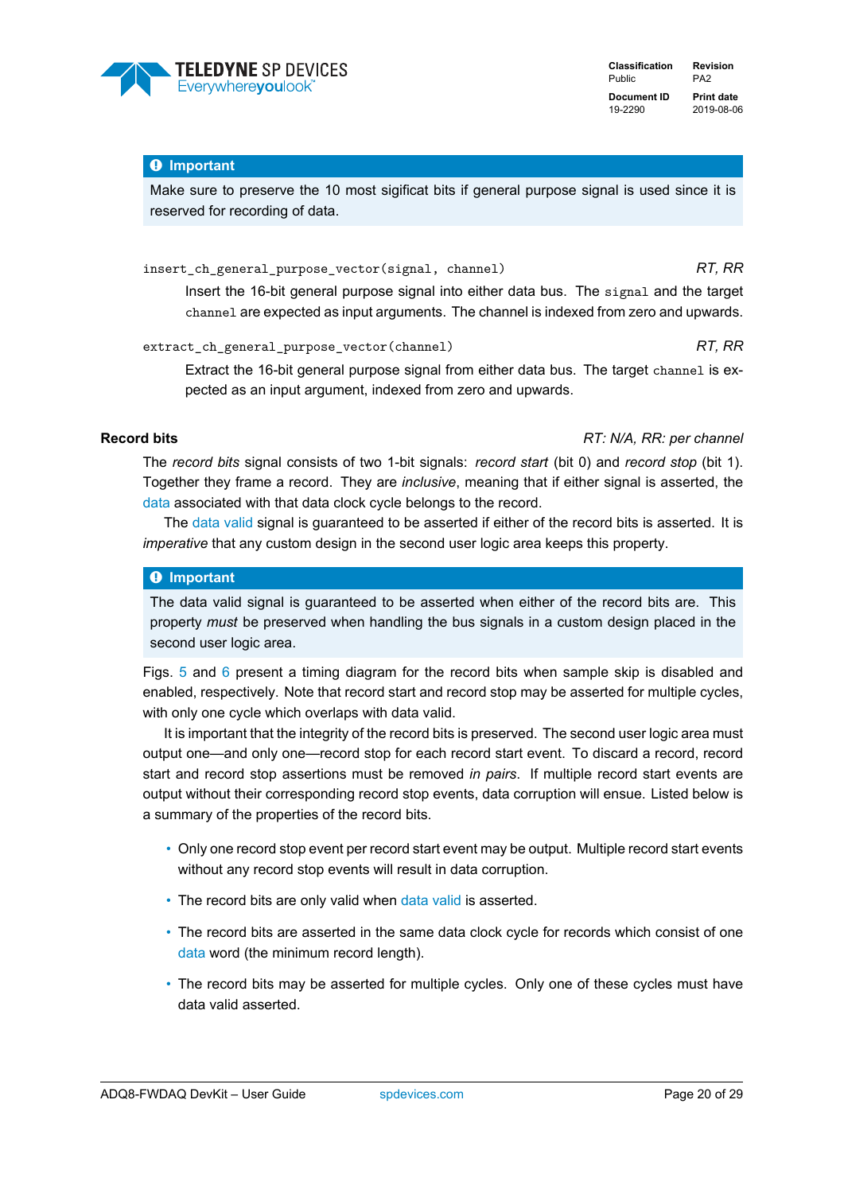> **Important**
>
> Make sure to preserve the 10 most sigificat bits if general purpose signal is used since it is reserved for recording of data.

`insert_ch_general_purpose_vector(signal, channel)` *RT, RR*

Insert the 16-bit general purpose signal into either data bus. The `signal` and the target `channel` are expected as input arguments. The channel is indexed from zero and upwards.

`extract_ch_general_purpose_vector(channel)` *RT, RR*

Extract the 16-bit general purpose signal from either data bus. The target `channel` is expected as an input argument, indexed from zero and upwards.

**Record bits** *RT: N/A, RR: per channel*

The *record bits* signal consists of two 1-bit signals: *record start* (bit 0) and *record stop* (bit 1). Together they frame a record. They are *inclusive*, meaning that if either signal is asserted, the data associated with that data clock cycle belongs to the record.

The data valid signal is guaranteed to be asserted if either of the record bits is asserted. It is *imperative* that any custom design in the second user logic area keeps this property.

> **Important**
>
> The data valid signal is guaranteed to be asserted when either of the record bits are. This property *must* be preserved when handling the bus signals in a custom design placed in the second user logic area.

Figs. 5 and 6 present a timing diagram for the record bits when sample skip is disabled and enabled, respectively. Note that record start and record stop may be asserted for multiple cycles, with only one cycle which overlaps with data valid.

It is important that the integrity of the record bits is preserved. The second user logic area must output one—and only one—record stop for each record start event. To discard a record, record start and record stop assertions must be removed *in pairs*. If multiple record start events are output without their corresponding record stop events, data corruption will ensue. Listed below is a summary of the properties of the record bits.

- Only one record stop event per record start event may be output. Multiple record start events without any record stop events will result in data corruption.
- The record bits are only valid when data valid is asserted.
- The record bits are asserted in the same data clock cycle for records which consist of one data word (the minimum record length).
- The record bits may be asserted for multiple cycles. Only one of these cycles must have data valid asserted.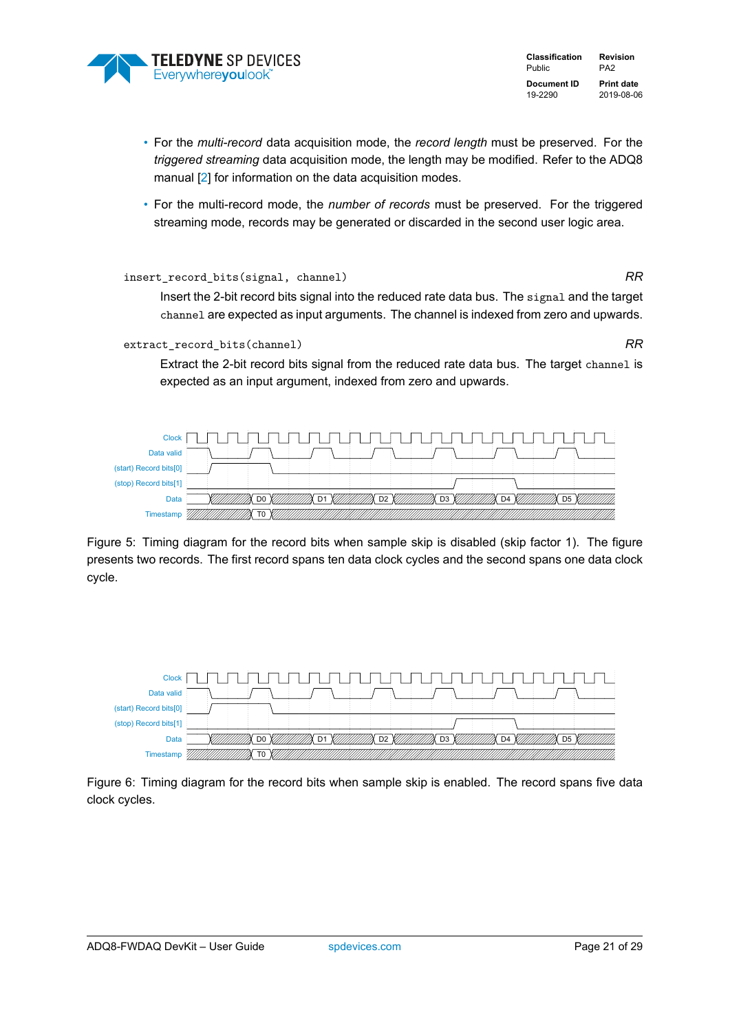- For the *multi-record* data acquisition mode, the *record length* must be preserved. For the *triggered streaming* data acquisition mode, the length may be modified. Refer to the ADQ8 manual [2] for information on the data acquisition modes.
- For the multi-record mode, the *number of records* must be preserved. For the triggered streaming mode, records may be generated or discarded in the second user logic area.

`insert_record_bits(signal, channel)` *RR*

Insert the 2-bit record bits signal into the reduced rate data bus. The `signal` and the target `channel` are expected as input arguments. The channel is indexed from zero and upwards.

`extract_record_bits(channel)` *RR*

Extract the 2-bit record bits signal from the reduced rate data bus. The target `channel` is expected as an input argument, indexed from zero and upwards.

Figure 5: Timing diagram for the record bits when sample skip is disabled (skip factor 1). The figure presents two records. The first record spans ten data clock cycles and the second spans one data clock cycle.

Figure 6: Timing diagram for the record bits when sample skip is enabled. The record spans five data clock cycles.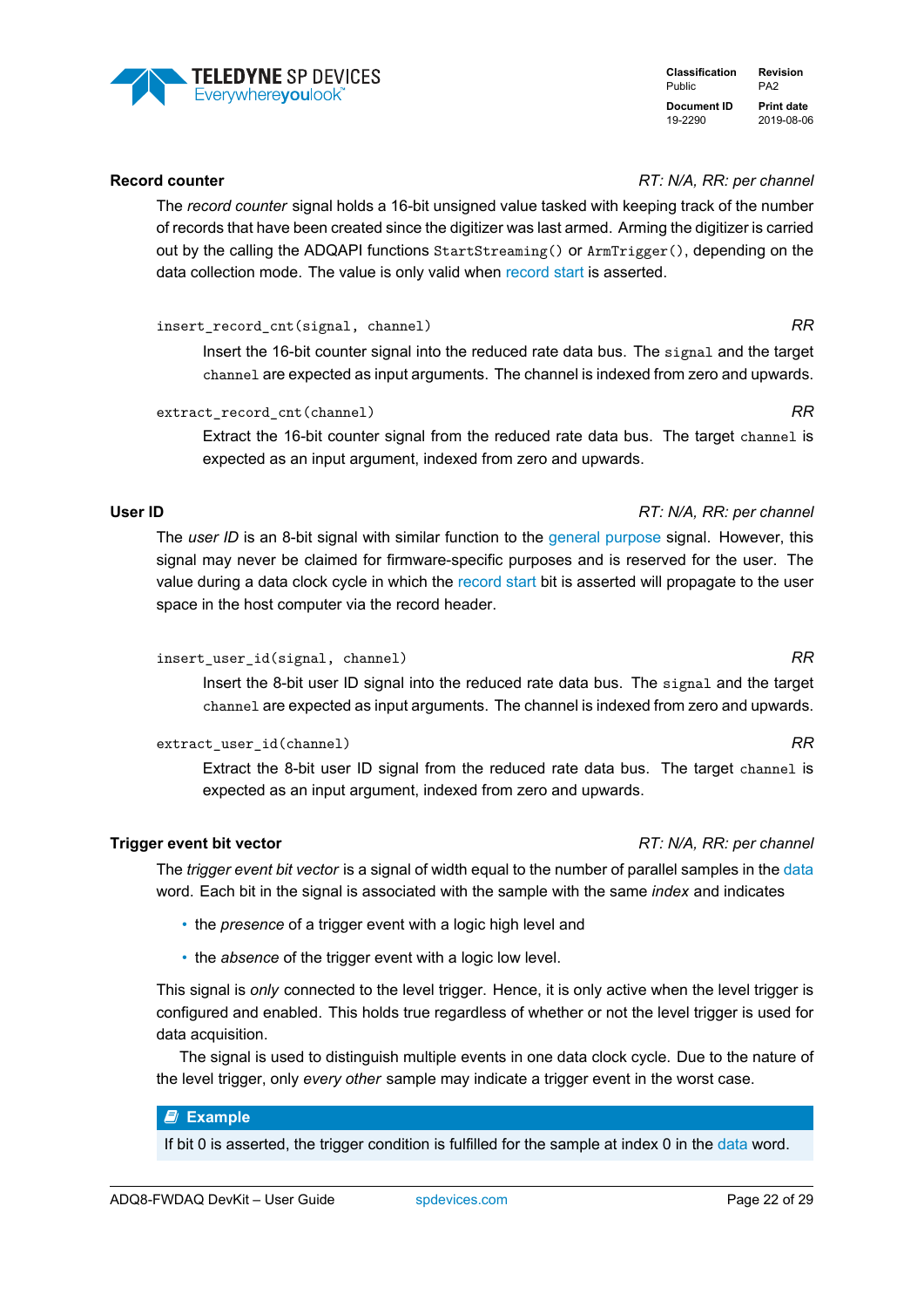### Record counter

*RT: N/A, RR: per channel*

The *record counter* signal holds a 16-bit unsigned value tasked with keeping track of the number of records that have been created since the digitizer was last armed. Arming the digitizer is carried out by the calling the ADQAPI functions `StartStreaming()` or `ArmTrigger()`, depending on the data collection mode. The value is only valid when record start is asserted.

`insert_record_cnt(signal, channel)` *RR*

Insert the 16-bit counter signal into the reduced rate data bus. The `signal` and the target `channel` are expected as input arguments. The channel is indexed from zero and upwards.

`extract_record_cnt(channel)` *RR*

Extract the 16-bit counter signal from the reduced rate data bus. The target `channel` is expected as an input argument, indexed from zero and upwards.

### User ID

*RT: N/A, RR: per channel*

The *user ID* is an 8-bit signal with similar function to the general purpose signal. However, this signal may never be claimed for firmware-specific purposes and is reserved for the user. The value during a data clock cycle in which the record start bit is asserted will propagate to the user space in the host computer via the record header.

`insert_user_id(signal, channel)` *RR*

Insert the 8-bit user ID signal into the reduced rate data bus. The `signal` and the target `channel` are expected as input arguments. The channel is indexed from zero and upwards.

`extract_user_id(channel)` *RR*

Extract the 8-bit user ID signal from the reduced rate data bus. The target `channel` is expected as an input argument, indexed from zero and upwards.

### Trigger event bit vector

*RT: N/A, RR: per channel*

The *trigger event bit vector* is a signal of width equal to the number of parallel samples in the data word. Each bit in the signal is associated with the sample with the same *index* and indicates

- the *presence* of a trigger event with a logic high level and
- the *absence* of the trigger event with a logic low level.

This signal is *only* connected to the level trigger. Hence, it is only active when the level trigger is configured and enabled. This holds true regardless of whether or not the level trigger is used for data acquisition.

The signal is used to distinguish multiple events in one data clock cycle. Due to the nature of the level trigger, only *every other* sample may indicate a trigger event in the worst case.

> **Example**
>
> If bit 0 is asserted, the trigger condition is fulfilled for the sample at index 0 in the data word.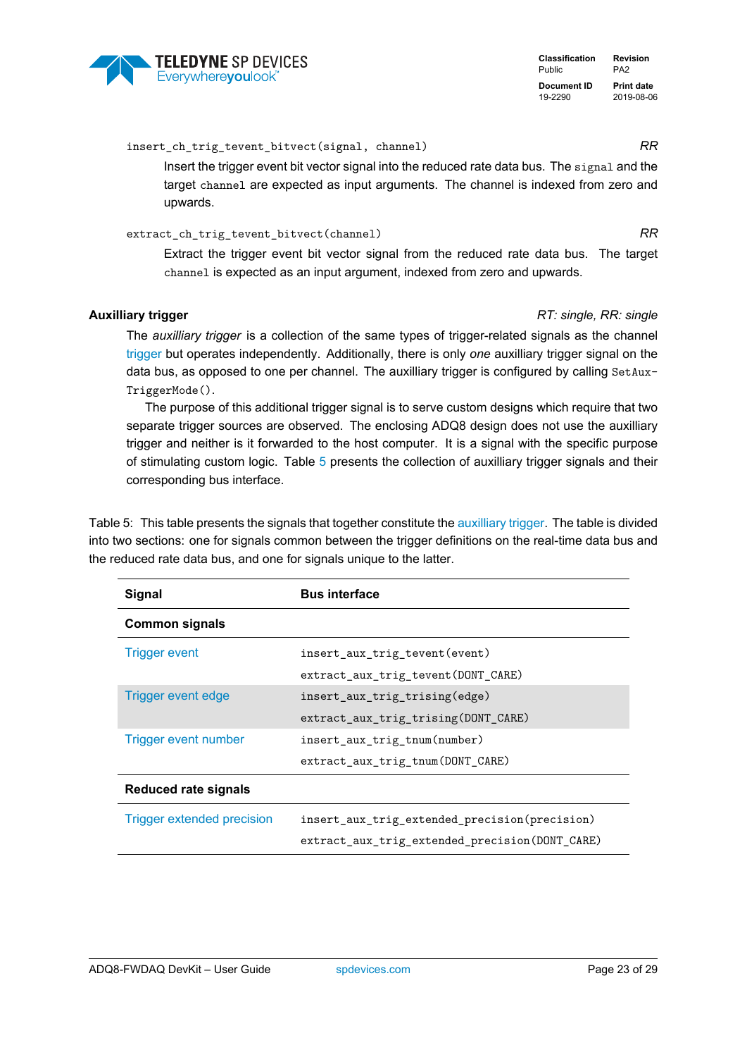`insert_ch_trig_tevent_bitvect(signal, channel)` *RR*

Insert the trigger event bit vector signal into the reduced rate data bus. The `signal` and the target `channel` are expected as input arguments. The channel is indexed from zero and upwards.

`extract_ch_trig_tevent_bitvect(channel)` *RR*

Extract the trigger event bit vector signal from the reduced rate data bus. The target `channel` is expected as an input argument, indexed from zero and upwards.

**Auxilliary trigger** *RT: single, RR: single*

The *auxilliary trigger* is a collection of the same types of trigger-related signals as the channel trigger but operates independently. Additionally, there is only *one* auxilliary trigger signal on the data bus, as opposed to one per channel. The auxilliary trigger is configured by calling `SetAuxTriggerMode()`.

The purpose of this additional trigger signal is to serve custom designs which require that two separate trigger sources are observed. The enclosing ADQ8 design does not use the auxilliary trigger and neither is it forwarded to the host computer. It is a signal with the specific purpose of stimulating custom logic. Table 5 presents the collection of auxilliary trigger signals and their corresponding bus interface.

Table 5: This table presents the signals that together constitute the auxilliary trigger. The table is divided into two sections: one for signals common between the trigger definitions on the real-time data bus and the reduced rate data bus, and one for signals unique to the latter.

| Signal | Bus interface |
|---|---|
| **Common signals** | |
| Trigger event | `insert_aux_trig_tevent(event)`<br>`extract_aux_trig_tevent(DONT_CARE)` |
| Trigger event edge | `insert_aux_trig_trising(edge)`<br>`extract_aux_trig_trising(DONT_CARE)` |
| Trigger event number | `insert_aux_trig_tnum(number)`<br>`extract_aux_trig_tnum(DONT_CARE)` |
| **Reduced rate signals** | |
| Trigger extended precision | `insert_aux_trig_extended_precision(precision)`<br>`extract_aux_trig_extended_precision(DONT_CARE)` |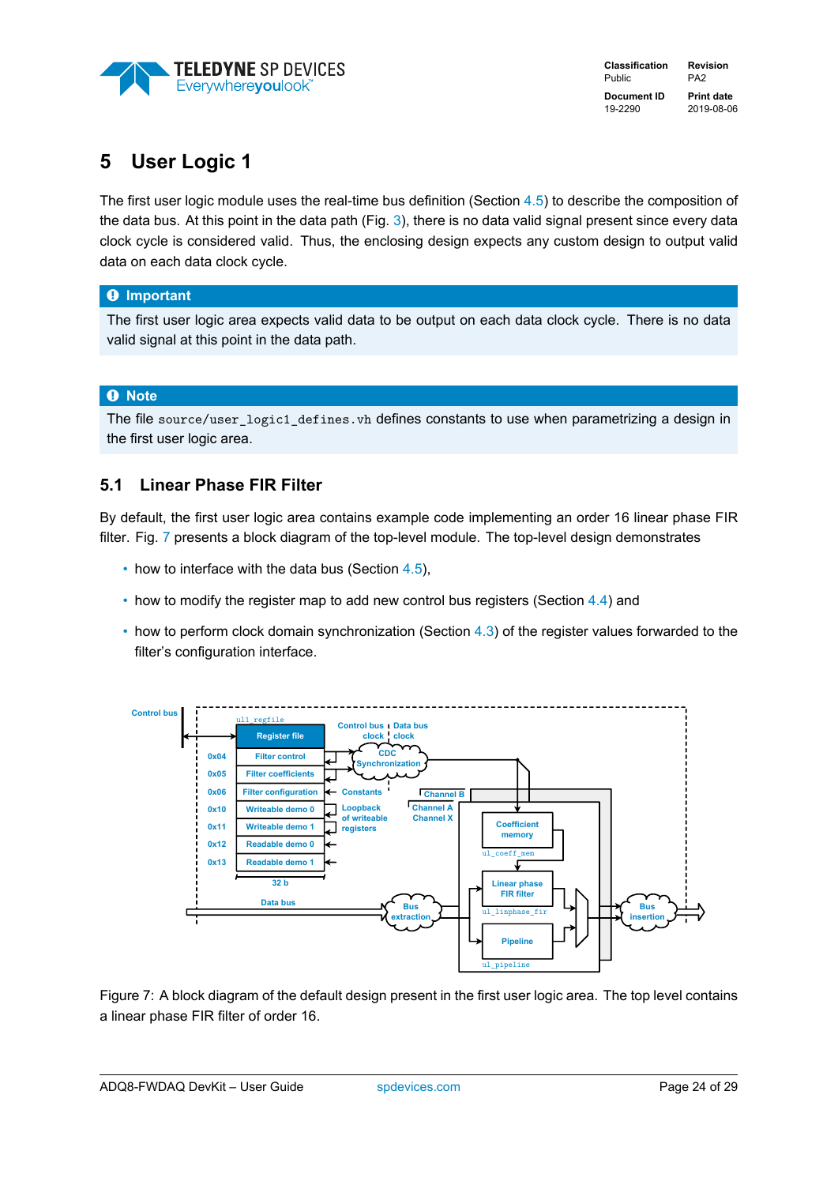# 5 User Logic 1

The first user logic module uses the real-time bus definition (Section 4.5) to describe the composition of the data bus. At this point in the data path (Fig. 3), there is no data valid signal present since every data clock cycle is considered valid. Thus, the enclosing design expects any custom design to output valid data on each data clock cycle.

> **Important**
>
> The first user logic area expects valid data to be output on each data clock cycle. There is no data valid signal at this point in the data path.

> **Note**
>
> The file `source/user_logic1_defines.vh` defines constants to use when parametrizing a design in the first user logic area.

## 5.1 Linear Phase FIR Filter

By default, the first user logic area contains example code implementing an order 16 linear phase FIR filter. Fig. 7 presents a block diagram of the top-level module. The top-level design demonstrates

- how to interface with the data bus (Section 4.5),
- how to modify the register map to add new control bus registers (Section 4.4) and
- how to perform clock domain synchronization (Section 4.3) of the register values forwarded to the filter's configuration interface.

Figure 7: A block diagram of the default design present in the first user logic area. The top level contains a linear phase FIR filter of order 16.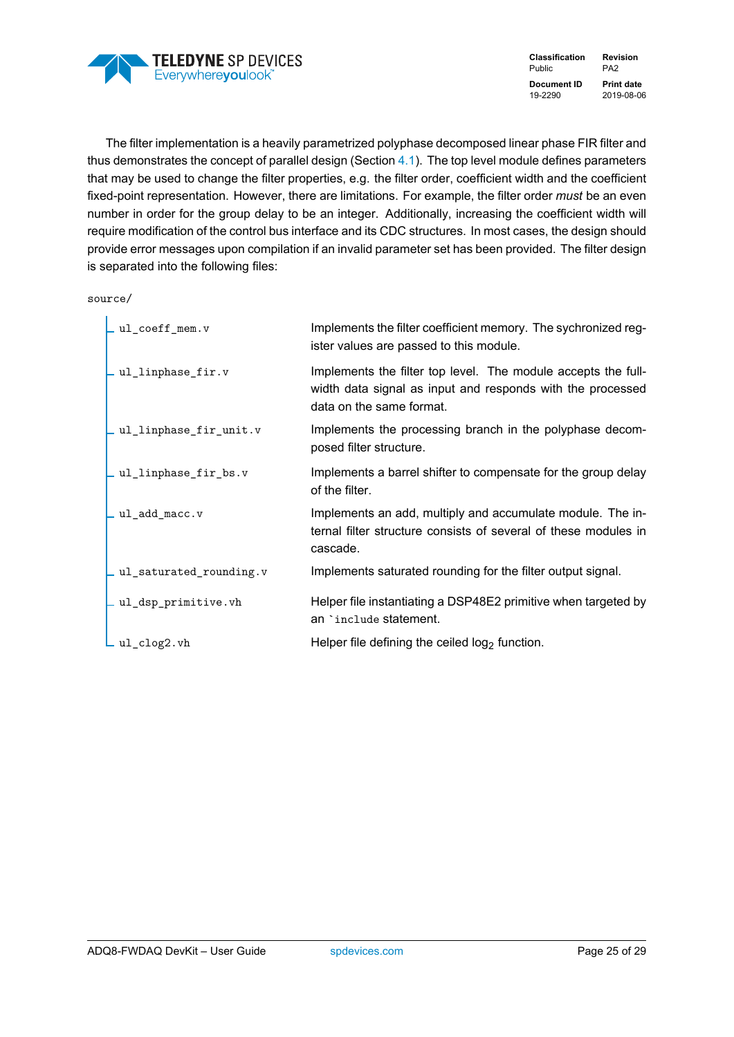The filter implementation is a heavily parametrized polyphase decomposed linear phase FIR filter and thus demonstrates the concept of parallel design (Section 4.1). The top level module defines parameters that may be used to change the filter properties, e.g. the filter order, coefficient width and the coefficient fixed-point representation. However, there are limitations. For example, the filter order *must* be an even number in order for the group delay to be an integer. Additionally, increasing the coefficient width will require modification of the control bus interface and its CDC structures. In most cases, the design should provide error messages upon compilation if an invalid parameter set has been provided. The filter design is separated into the following files:

`source/`

| File | Description |
|---|---|
| `ul_coeff_mem.v` | Implements the filter coefficient memory. The sychronized register values are passed to this module. |
| `ul_linphase_fir.v` | Implements the filter top level. The module accepts the full-width data signal as input and responds with the processed data on the same format. |
| `ul_linphase_fir_unit.v` | Implements the processing branch in the polyphase decomposed filter structure. |
| `ul_linphase_fir_bs.v` | Implements a barrel shifter to compensate for the group delay of the filter. |
| `ul_add_macc.v` | Implements an add, multiply and accumulate module. The internal filter structure consists of several of these modules in cascade. |
| `ul_saturated_rounding.v` | Implements saturated rounding for the filter output signal. |
| `ul_dsp_primitive.vh` | Helper file instantiating a DSP48E2 primitive when targeted by an `` `include `` statement. |
| `ul_clog2.vh` | Helper file defining the ceiled $\log_2$ function. |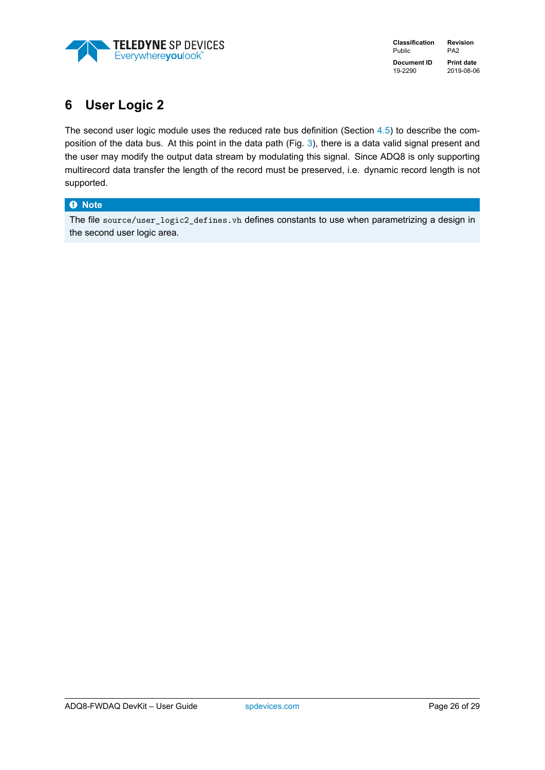# 6 User Logic 2

The second user logic module uses the reduced rate bus definition (Section 4.5) to describe the composition of the data bus. At this point in the data path (Fig. 3), there is a data valid signal present and the user may modify the output data stream by modulating this signal. Since ADQ8 is only supporting multirecord data transfer the length of the record must be preserved, i.e. dynamic record length is not supported.

> **Note**
>
> The file `source/user_logic2_defines.vh` defines constants to use when parametrizing a design in the second user logic area.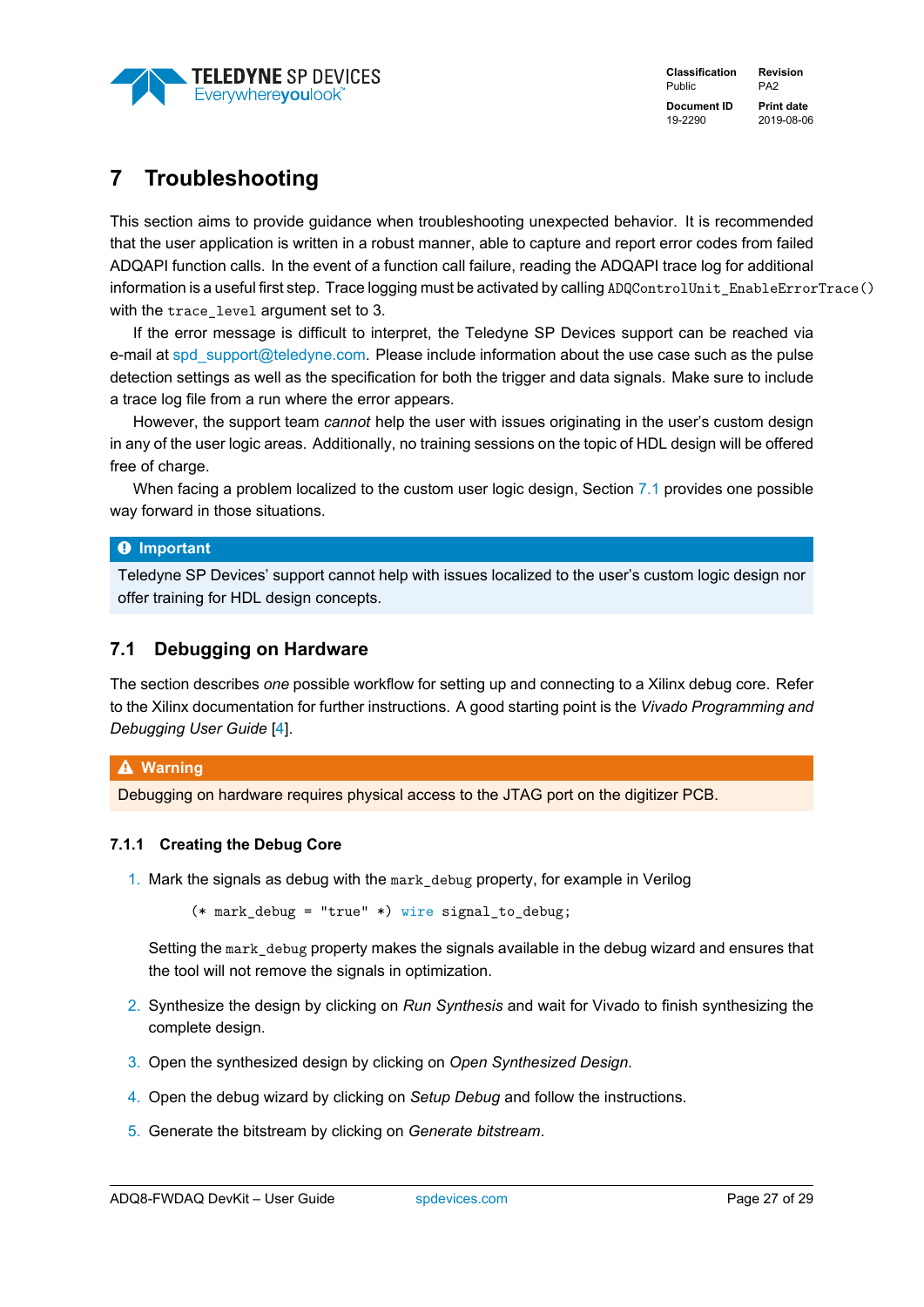# 7 Troubleshooting

This section aims to provide guidance when troubleshooting unexpected behavior. It is recommended that the user application is written in a robust manner, able to capture and report error codes from failed ADQAPI function calls. In the event of a function call failure, reading the ADQAPI trace log for additional information is a useful first step. Trace logging must be activated by calling `ADQControlUnit_EnableErrorTrace()` with the `trace_level` argument set to 3.

If the error message is difficult to interpret, the Teledyne SP Devices support can be reached via e-mail at spd_support@teledyne.com. Please include information about the use case such as the pulse detection settings as well as the specification for both the trigger and data signals. Make sure to include a trace log file from a run where the error appears.

However, the support team *cannot* help the user with issues originating in the user's custom design in any of the user logic areas. Additionally, no training sessions on the topic of HDL design will be offered free of charge.

When facing a problem localized to the custom user logic design, Section 7.1 provides one possible way forward in those situations.

> **Important**
>
> Teledyne SP Devices' support cannot help with issues localized to the user's custom logic design nor offer training for HDL design concepts.

## 7.1 Debugging on Hardware

The section describes *one* possible workflow for setting up and connecting to a Xilinx debug core. Refer to the Xilinx documentation for further instructions. A good starting point is the *Vivado Programming and Debugging User Guide* [4].

> **Warning**
>
> Debugging on hardware requires physical access to the JTAG port on the digitizer PCB.

### 7.1.1 Creating the Debug Core

1. Mark the signals as debug with the `mark_debug` property, for example in Verilog

   ```
   (* mark_debug = "true" *) wire signal_to_debug;
   ```

   Setting the `mark_debug` property makes the signals available in the debug wizard and ensures that the tool will not remove the signals in optimization.

2. Synthesize the design by clicking on *Run Synthesis* and wait for Vivado to finish synthesizing the complete design.

3. Open the synthesized design by clicking on *Open Synthesized Design*.

4. Open the debug wizard by clicking on *Setup Debug* and follow the instructions.

5. Generate the bitstream by clicking on *Generate bitstream*.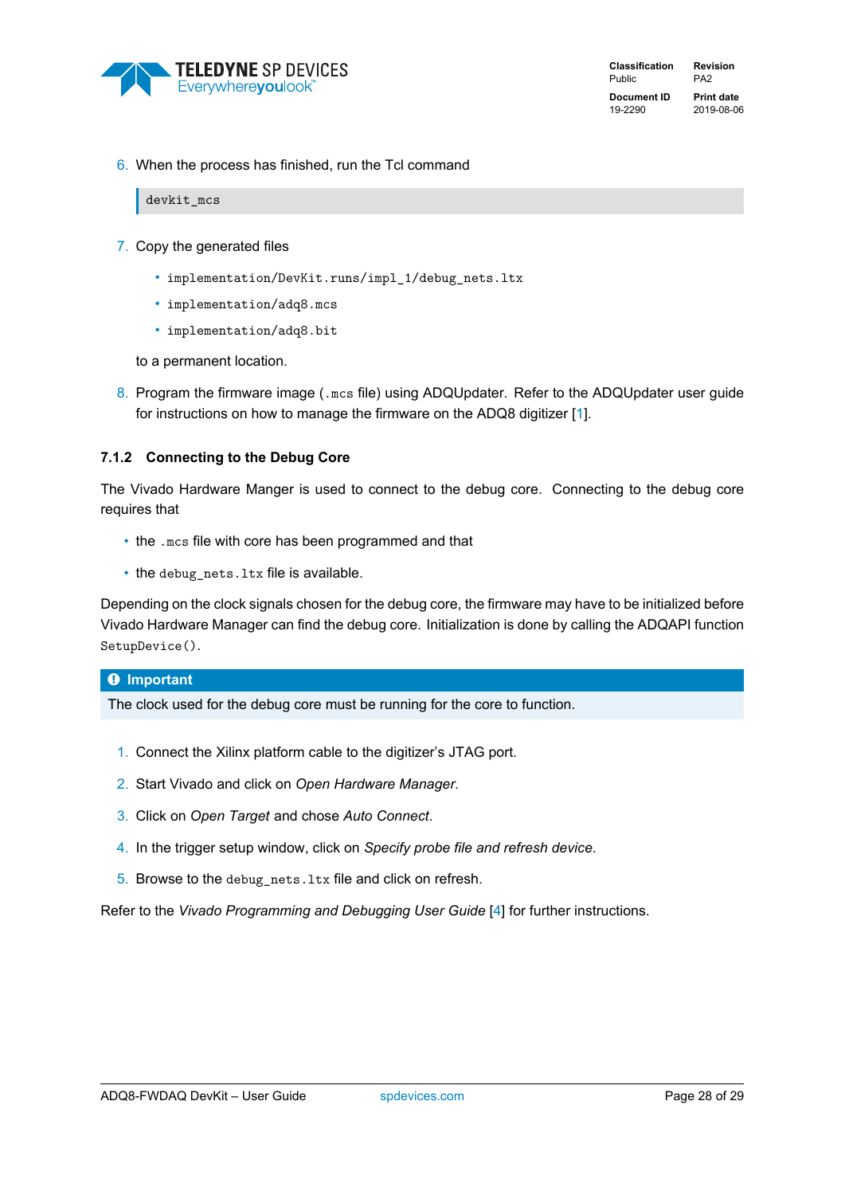6. When the process has finished, run the Tcl command

```
devkit_mcs
```

7. Copy the generated files

   - `implementation/DevKit.runs/impl_1/debug_nets.ltx`
   - `implementation/adq8.mcs`
   - `implementation/adq8.bit`

   to a permanent location.

8. Program the firmware image (`.mcs` file) using ADQUpdater. Refer to the ADQUpdater user guide for instructions on how to manage the firmware on the ADQ8 digitizer [1].

### 7.1.2 Connecting to the Debug Core

The Vivado Hardware Manger is used to connect to the debug core. Connecting to the debug core requires that

- the `.mcs` file with core has been programmed and that
- the `debug_nets.ltx` file is available.

Depending on the clock signals chosen for the debug core, the firmware may have to be initialized before Vivado Hardware Manager can find the debug core. Initialization is done by calling the ADQAPI function `SetupDevice()`.

> **Important**
>
> The clock used for the debug core must be running for the core to function.

1. Connect the Xilinx platform cable to the digitizer's JTAG port.
2. Start Vivado and click on *Open Hardware Manager*.
3. Click on *Open Target* and chose *Auto Connect*.
4. In the trigger setup window, click on *Specify probe file and refresh device*.
5. Browse to the `debug_nets.ltx` file and click on refresh.

Refer to the *Vivado Programming and Debugging User Guide* [4] for further instructions.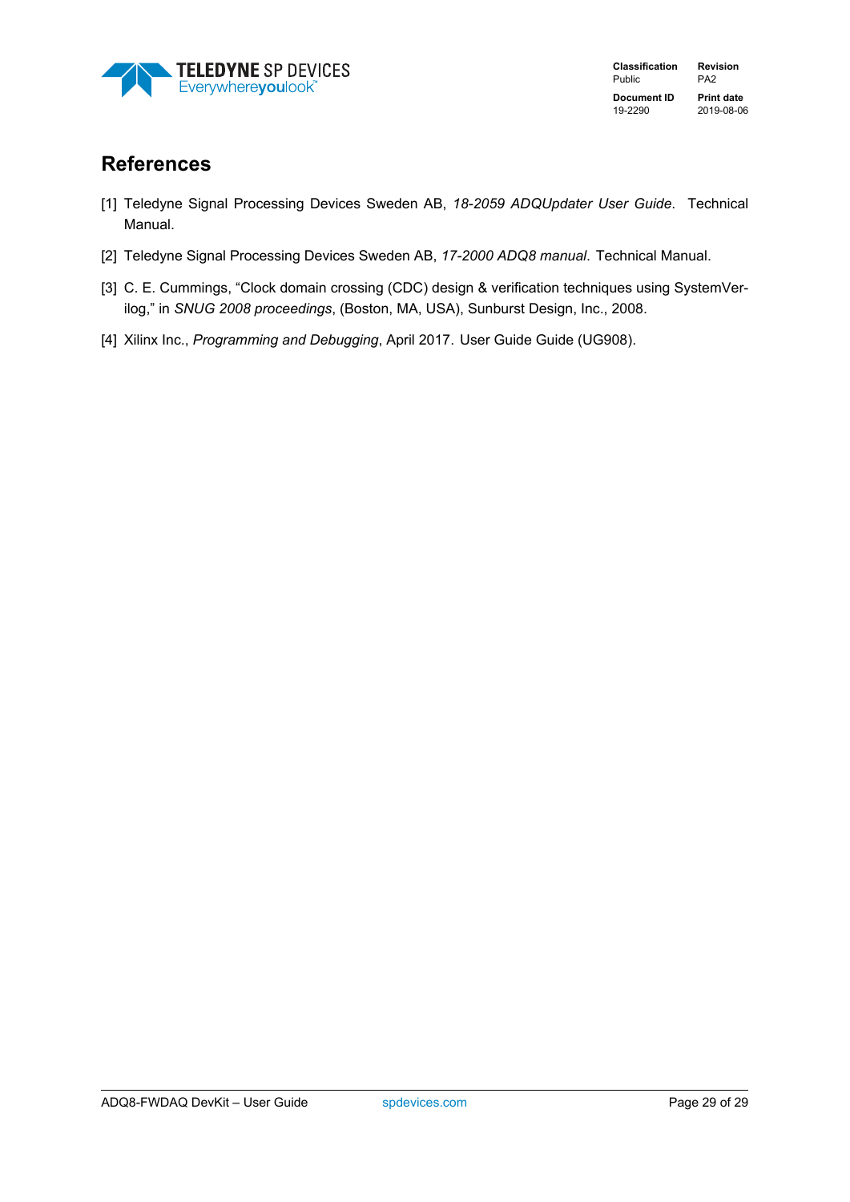# References

[1] Teledyne Signal Processing Devices Sweden AB, *18-2059 ADQUpdater User Guide*. Technical Manual.

[2] Teledyne Signal Processing Devices Sweden AB, *17-2000 ADQ8 manual*. Technical Manual.

[3] C. E. Cummings, “Clock domain crossing (CDC) design & verification techniques using SystemVerilog,” in *SNUG 2008 proceedings*, (Boston, MA, USA), Sunburst Design, Inc., 2008.

[4] Xilinx Inc., *Programming and Debugging*, April 2017. User Guide Guide (UG908).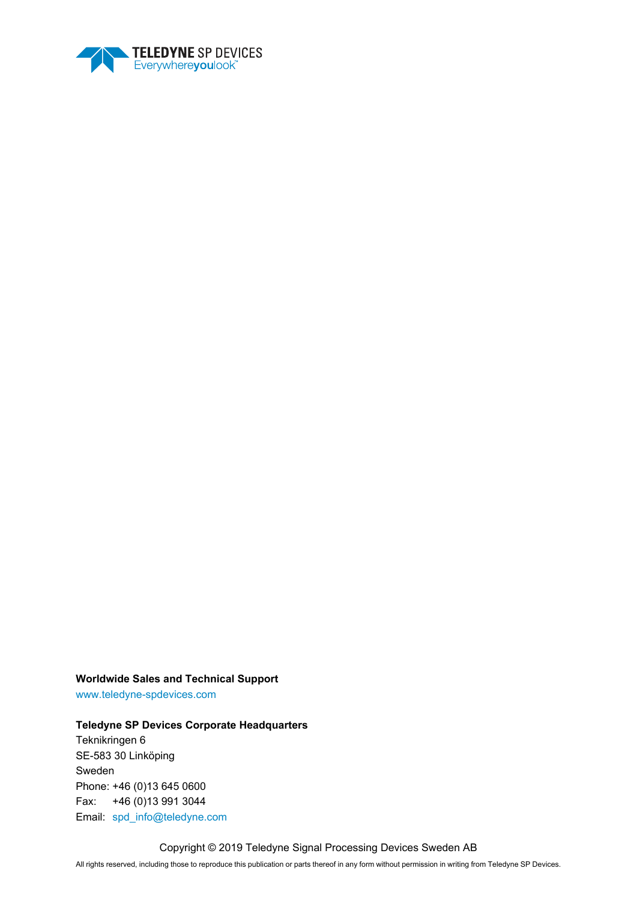TELEDYNE SP DEVICES
Everywhereyoulook™

**Worldwide Sales and Technical Support**

www.teledyne-spdevices.com

**Teledyne SP Devices Corporate Headquarters**

Teknikringen 6
SE-583 30 Linköping
Sweden
Phone: +46 (0)13 645 0600
Fax: +46 (0)13 991 3044
Email: spd_info@teledyne.com

Copyright © 2019 Teledyne Signal Processing Devices Sweden AB

All rights reserved, including those to reproduce this publication or parts thereof in any form without permission in writing from Teledyne SP Devices.